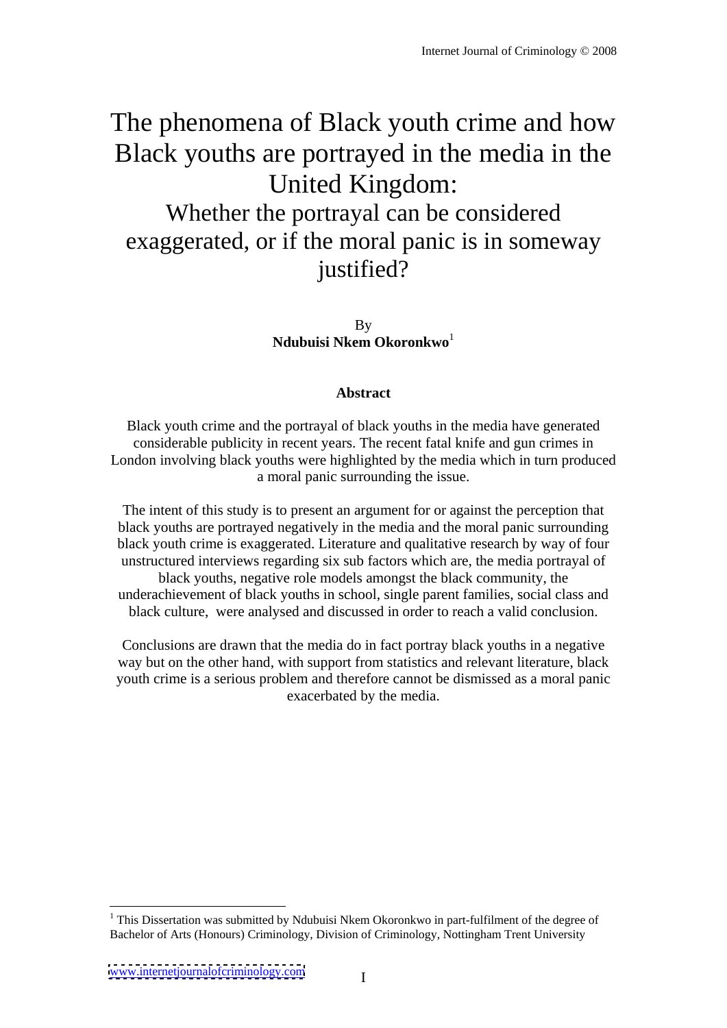# The phenomena of Black youth crime and how Black youths are portrayed in the media in the United Kingdom:

## Whether the portrayal can be considered exaggerated, or if the moral panic is in someway justified?

By
**Ndubuisi Nkem Okoronkwo**[1]

### Abstract

Black youth crime and the portrayal of black youths in the media have generated considerable publicity in recent years. The recent fatal knife and gun crimes in London involving black youths were highlighted by the media which in turn produced a moral panic surrounding the issue.

The intent of this study is to present an argument for or against the perception that black youths are portrayed negatively in the media and the moral panic surrounding black youth crime is exaggerated. Literature and qualitative research by way of four unstructured interviews regarding six sub factors which are, the media portrayal of black youths, negative role models amongst the black community, the underachievement of black youths in school, single parent families, social class and black culture, were analysed and discussed in order to reach a valid conclusion.

Conclusions are drawn that the media do in fact portray black youths in a negative way but on the other hand, with support from statistics and relevant literature, black youth crime is a serious problem and therefore cannot be dismissed as a moral panic exacerbated by the media.

[1] This Dissertation was submitted by Ndubuisi Nkem Okoronkwo in part-fulfilment of the degree of Bachelor of Arts (Honours) Criminology, Division of Criminology, Nottingham Trent University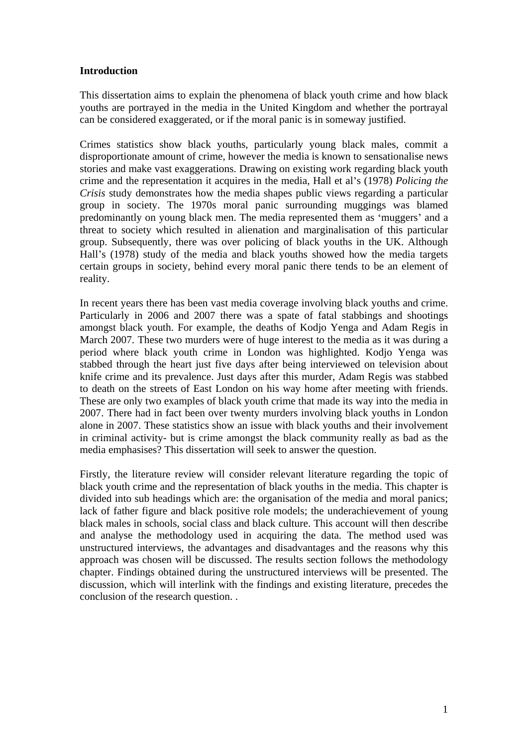## Introduction

This dissertation aims to explain the phenomena of black youth crime and how black youths are portrayed in the media in the United Kingdom and whether the portrayal can be considered exaggerated, or if the moral panic is in someway justified.

Crimes statistics show black youths, particularly young black males, commit a disproportionate amount of crime, however the media is known to sensationalise news stories and make vast exaggerations. Drawing on existing work regarding black youth crime and the representation it acquires in the media, Hall et al's (1978) *Policing the Crisis* study demonstrates how the media shapes public views regarding a particular group in society. The 1970s moral panic surrounding muggings was blamed predominantly on young black men. The media represented them as 'muggers' and a threat to society which resulted in alienation and marginalisation of this particular group. Subsequently, there was over policing of black youths in the UK. Although Hall's (1978) study of the media and black youths showed how the media targets certain groups in society, behind every moral panic there tends to be an element of reality.

In recent years there has been vast media coverage involving black youths and crime. Particularly in 2006 and 2007 there was a spate of fatal stabbings and shootings amongst black youth. For example, the deaths of Kodjo Yenga and Adam Regis in March 2007. These two murders were of huge interest to the media as it was during a period where black youth crime in London was highlighted. Kodjo Yenga was stabbed through the heart just five days after being interviewed on television about knife crime and its prevalence. Just days after this murder, Adam Regis was stabbed to death on the streets of East London on his way home after meeting with friends. These are only two examples of black youth crime that made its way into the media in 2007. There had in fact been over twenty murders involving black youths in London alone in 2007. These statistics show an issue with black youths and their involvement in criminal activity- but is crime amongst the black community really as bad as the media emphasises? This dissertation will seek to answer the question.

Firstly, the literature review will consider relevant literature regarding the topic of black youth crime and the representation of black youths in the media. This chapter is divided into sub headings which are: the organisation of the media and moral panics; lack of father figure and black positive role models; the underachievement of young black males in schools, social class and black culture. This account will then describe and analyse the methodology used in acquiring the data. The method used was unstructured interviews, the advantages and disadvantages and the reasons why this approach was chosen will be discussed. The results section follows the methodology chapter. Findings obtained during the unstructured interviews will be presented. The discussion, which will interlink with the findings and existing literature, precedes the conclusion of the research question. .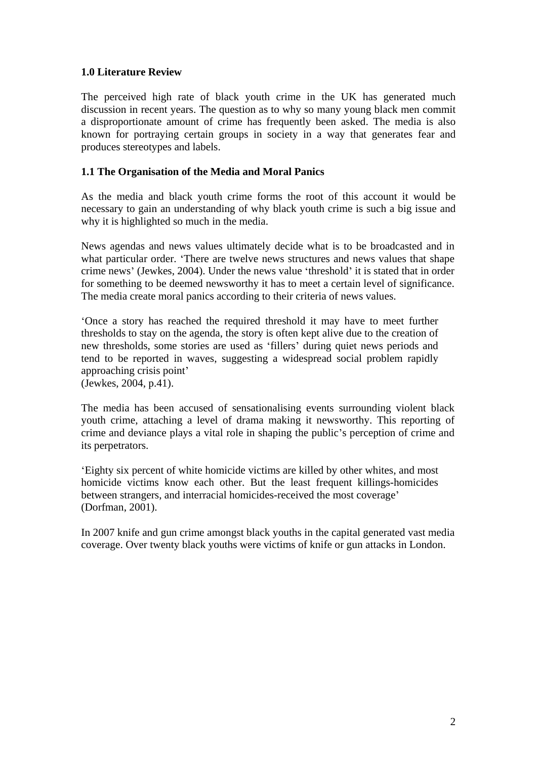**1.0 Literature Review**

The perceived high rate of black youth crime in the UK has generated much discussion in recent years. The question as to why so many young black men commit a disproportionate amount of crime has frequently been asked. The media is also known for portraying certain groups in society in a way that generates fear and produces stereotypes and labels.

**1.1 The Organisation of the Media and Moral Panics**

As the media and black youth crime forms the root of this account it would be necessary to gain an understanding of why black youth crime is such a big issue and why it is highlighted so much in the media.

News agendas and news values ultimately decide what is to be broadcasted and in what particular order. 'There are twelve news structures and news values that shape crime news' (Jewkes, 2004). Under the news value 'threshold' it is stated that in order for something to be deemed newsworthy it has to meet a certain level of significance. The media create moral panics according to their criteria of news values.

> 'Once a story has reached the required threshold it may have to meet further thresholds to stay on the agenda, the story is often kept alive due to the creation of new thresholds, some stories are used as 'fillers' during quiet news periods and tend to be reported in waves, suggesting a widespread social problem rapidly approaching crisis point'
> (Jewkes, 2004, p.41).

The media has been accused of sensationalising events surrounding violent black youth crime, attaching a level of drama making it newsworthy. This reporting of crime and deviance plays a vital role in shaping the public's perception of crime and its perpetrators.

> 'Eighty six percent of white homicide victims are killed by other whites, and most homicide victims know each other. But the least frequent killings-homicides between strangers, and interracial homicides-received the most coverage'
> (Dorfman, 2001).

In 2007 knife and gun crime amongst black youths in the capital generated vast media coverage. Over twenty black youths were victims of knife or gun attacks in London.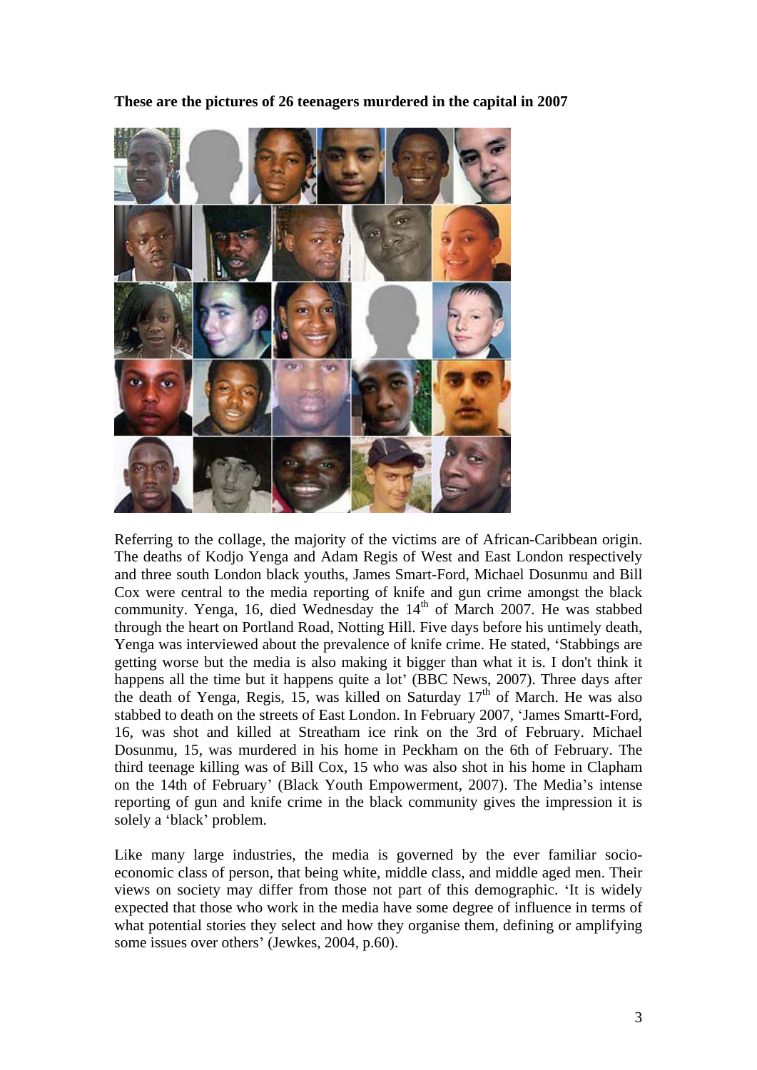**These are the pictures of 26 teenagers murdered in the capital in 2007**

Referring to the collage, the majority of the victims are of African-Caribbean origin. The deaths of Kodjo Yenga and Adam Regis of West and East London respectively and three south London black youths, James Smart-Ford, Michael Dosunmu and Bill Cox were central to the media reporting of knife and gun crime amongst the black community. Yenga, 16, died Wednesday the 14th of March 2007. He was stabbed through the heart on Portland Road, Notting Hill. Five days before his untimely death, Yenga was interviewed about the prevalence of knife crime. He stated, 'Stabbings are getting worse but the media is also making it bigger than what it is. I don't think it happens all the time but it happens quite a lot' (BBC News, 2007). Three days after the death of Yenga, Regis, 15, was killed on Saturday 17th of March. He was also stabbed to death on the streets of East London. In February 2007, 'James Smartt-Ford, 16, was shot and killed at Streatham ice rink on the 3rd of February. Michael Dosunmu, 15, was murdered in his home in Peckham on the 6th of February. The third teenage killing was of Bill Cox, 15 who was also shot in his home in Clapham on the 14th of February' (Black Youth Empowerment, 2007). The Media's intense reporting of gun and knife crime in the black community gives the impression it is solely a 'black' problem.

Like many large industries, the media is governed by the ever familiar socio-economic class of person, that being white, middle class, and middle aged men. Their views on society may differ from those not part of this demographic. 'It is widely expected that those who work in the media have some degree of influence in terms of what potential stories they select and how they organise them, defining or amplifying some issues over others' (Jewkes, 2004, p.60).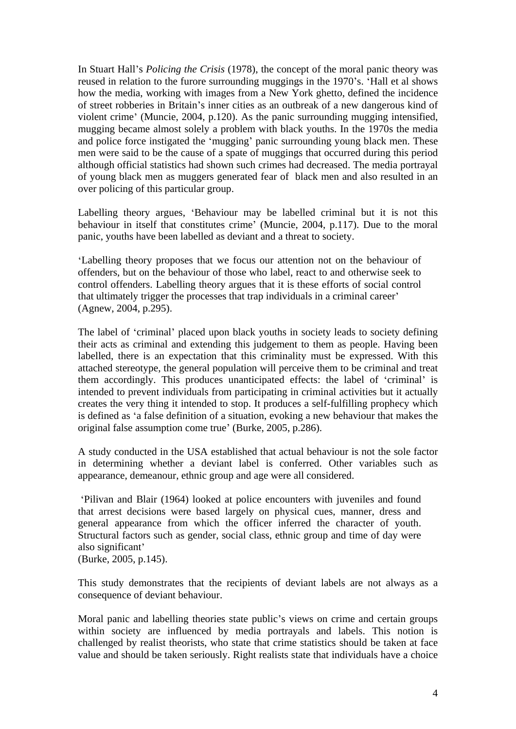In Stuart Hall's *Policing the Crisis* (1978), the concept of the moral panic theory was reused in relation to the furore surrounding muggings in the 1970's. 'Hall et al shows how the media, working with images from a New York ghetto, defined the incidence of street robberies in Britain's inner cities as an outbreak of a new dangerous kind of violent crime' (Muncie, 2004, p.120). As the panic surrounding mugging intensified, mugging became almost solely a problem with black youths. In the 1970s the media and police force instigated the 'mugging' panic surrounding young black men. These men were said to be the cause of a spate of muggings that occurred during this period although official statistics had shown such crimes had decreased. The media portrayal of young black men as muggers generated fear of black men and also resulted in an over policing of this particular group.

Labelling theory argues, 'Behaviour may be labelled criminal but it is not this behaviour in itself that constitutes crime' (Muncie, 2004, p.117). Due to the moral panic, youths have been labelled as deviant and a threat to society.

> 'Labelling theory proposes that we focus our attention not on the behaviour of offenders, but on the behaviour of those who label, react to and otherwise seek to control offenders. Labelling theory argues that it is these efforts of social control that ultimately trigger the processes that trap individuals in a criminal career' (Agnew, 2004, p.295).

The label of 'criminal' placed upon black youths in society leads to society defining their acts as criminal and extending this judgement to them as people. Having been labelled, there is an expectation that this criminality must be expressed. With this attached stereotype, the general population will perceive them to be criminal and treat them accordingly. This produces unanticipated effects: the label of 'criminal' is intended to prevent individuals from participating in criminal activities but it actually creates the very thing it intended to stop. It produces a self-fulfilling prophecy which is defined as 'a false definition of a situation, evoking a new behaviour that makes the original false assumption come true' (Burke, 2005, p.286).

A study conducted in the USA established that actual behaviour is not the sole factor in determining whether a deviant label is conferred. Other variables such as appearance, demeanour, ethnic group and age were all considered.

> 'Pilivan and Blair (1964) looked at police encounters with juveniles and found that arrest decisions were based largely on physical cues, manner, dress and general appearance from which the officer inferred the character of youth. Structural factors such as gender, social class, ethnic group and time of day were also significant'
> (Burke, 2005, p.145).

This study demonstrates that the recipients of deviant labels are not always as a consequence of deviant behaviour.

Moral panic and labelling theories state public's views on crime and certain groups within society are influenced by media portrayals and labels. This notion is challenged by realist theorists, who state that crime statistics should be taken at face value and should be taken seriously. Right realists state that individuals have a choice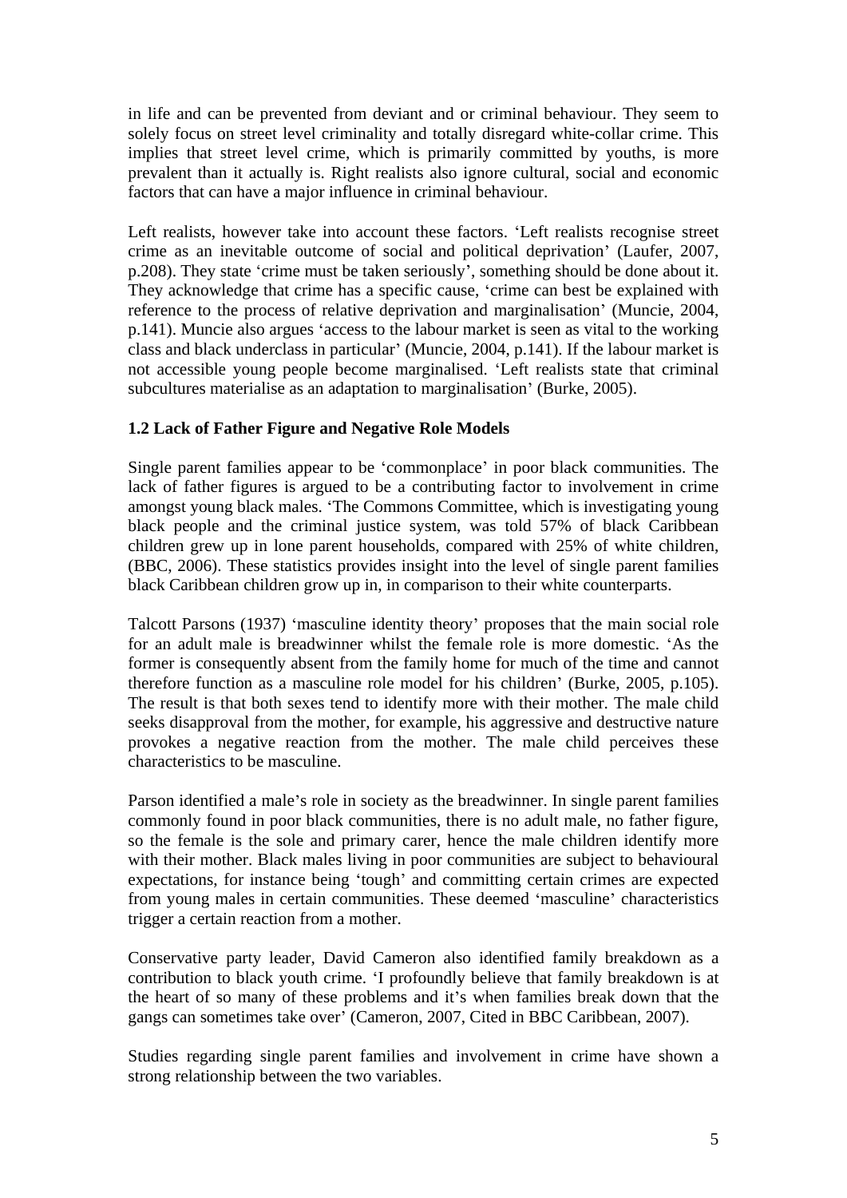in life and can be prevented from deviant and or criminal behaviour. They seem to solely focus on street level criminality and totally disregard white-collar crime. This implies that street level crime, which is primarily committed by youths, is more prevalent than it actually is. Right realists also ignore cultural, social and economic factors that can have a major influence in criminal behaviour.

Left realists, however take into account these factors. 'Left realists recognise street crime as an inevitable outcome of social and political deprivation' (Laufer, 2007, p.208). They state 'crime must be taken seriously', something should be done about it. They acknowledge that crime has a specific cause, 'crime can best be explained with reference to the process of relative deprivation and marginalisation' (Muncie, 2004, p.141). Muncie also argues 'access to the labour market is seen as vital to the working class and black underclass in particular' (Muncie, 2004, p.141). If the labour market is not accessible young people become marginalised. 'Left realists state that criminal subcultures materialise as an adaptation to marginalisation' (Burke, 2005).

### 1.2 Lack of Father Figure and Negative Role Models

Single parent families appear to be 'commonplace' in poor black communities. The lack of father figures is argued to be a contributing factor to involvement in crime amongst young black males. 'The Commons Committee, which is investigating young black people and the criminal justice system, was told 57% of black Caribbean children grew up in lone parent households, compared with 25% of white children, (BBC, 2006). These statistics provides insight into the level of single parent families black Caribbean children grow up in, in comparison to their white counterparts.

Talcott Parsons (1937) 'masculine identity theory' proposes that the main social role for an adult male is breadwinner whilst the female role is more domestic. 'As the former is consequently absent from the family home for much of the time and cannot therefore function as a masculine role model for his children' (Burke, 2005, p.105). The result is that both sexes tend to identify more with their mother. The male child seeks disapproval from the mother, for example, his aggressive and destructive nature provokes a negative reaction from the mother. The male child perceives these characteristics to be masculine.

Parson identified a male's role in society as the breadwinner. In single parent families commonly found in poor black communities, there is no adult male, no father figure, so the female is the sole and primary carer, hence the male children identify more with their mother. Black males living in poor communities are subject to behavioural expectations, for instance being 'tough' and committing certain crimes are expected from young males in certain communities. These deemed 'masculine' characteristics trigger a certain reaction from a mother.

Conservative party leader, David Cameron also identified family breakdown as a contribution to black youth crime. 'I profoundly believe that family breakdown is at the heart of so many of these problems and it's when families break down that the gangs can sometimes take over' (Cameron, 2007, Cited in BBC Caribbean, 2007).

Studies regarding single parent families and involvement in crime have shown a strong relationship between the two variables.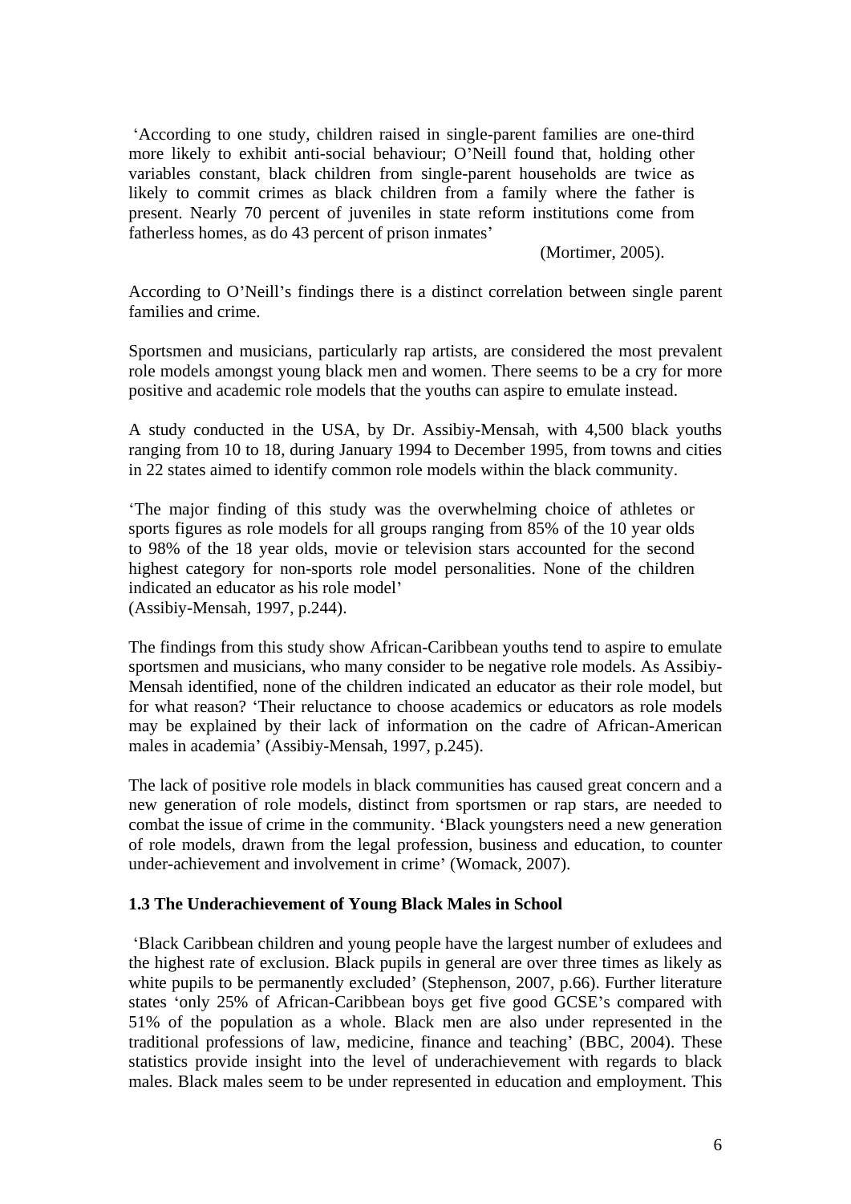'According to one study, children raised in single-parent families are one-third more likely to exhibit anti-social behaviour; O'Neill found that, holding other variables constant, black children from single-parent households are twice as likely to commit crimes as black children from a family where the father is present. Nearly 70 percent of juveniles in state reform institutions come from fatherless homes, as do 43 percent of prison inmates'

(Mortimer, 2005).

According to O'Neill's findings there is a distinct correlation between single parent families and crime.

Sportsmen and musicians, particularly rap artists, are considered the most prevalent role models amongst young black men and women. There seems to be a cry for more positive and academic role models that the youths can aspire to emulate instead.

A study conducted in the USA, by Dr. Assibiy-Mensah, with 4,500 black youths ranging from 10 to 18, during January 1994 to December 1995, from towns and cities in 22 states aimed to identify common role models within the black community.

'The major finding of this study was the overwhelming choice of athletes or sports figures as role models for all groups ranging from 85% of the 10 year olds to 98% of the 18 year olds, movie or television stars accounted for the second highest category for non-sports role model personalities. None of the children indicated an educator as his role model'
(Assibiy-Mensah, 1997, p.244).

The findings from this study show African-Caribbean youths tend to aspire to emulate sportsmen and musicians, who many consider to be negative role models. As Assibiy-Mensah identified, none of the children indicated an educator as their role model, but for what reason? 'Their reluctance to choose academics or educators as role models may be explained by their lack of information on the cadre of African-American males in academia' (Assibiy-Mensah, 1997, p.245).

The lack of positive role models in black communities has caused great concern and a new generation of role models, distinct from sportsmen or rap stars, are needed to combat the issue of crime in the community. 'Black youngsters need a new generation of role models, drawn from the legal profession, business and education, to counter under-achievement and involvement in crime' (Womack, 2007).

### 1.3 The Underachievement of Young Black Males in School

'Black Caribbean children and young people have the largest number of exludees and the highest rate of exclusion. Black pupils in general are over three times as likely as white pupils to be permanently excluded' (Stephenson, 2007, p.66). Further literature states 'only 25% of African-Caribbean boys get five good GCSE's compared with 51% of the population as a whole. Black men are also under represented in the traditional professions of law, medicine, finance and teaching' (BBC, 2004). These statistics provide insight into the level of underachievement with regards to black males. Black males seem to be under represented in education and employment. This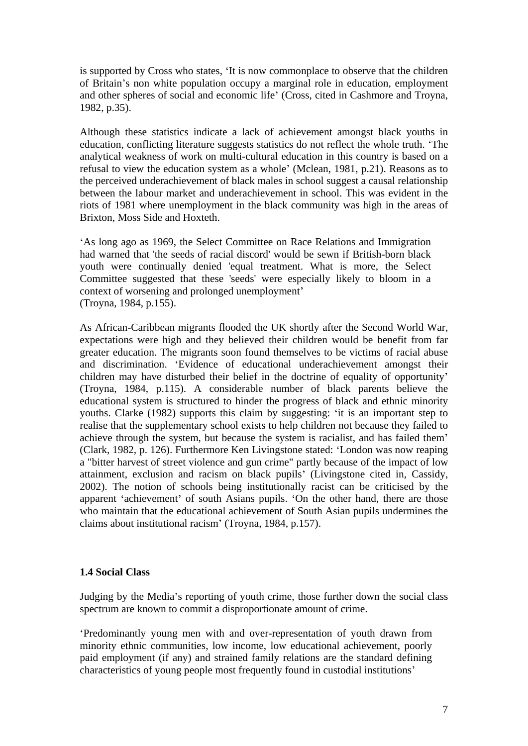is supported by Cross who states, 'It is now commonplace to observe that the children of Britain's non white population occupy a marginal role in education, employment and other spheres of social and economic life' (Cross, cited in Cashmore and Troyna, 1982, p.35).

Although these statistics indicate a lack of achievement amongst black youths in education, conflicting literature suggests statistics do not reflect the whole truth. 'The analytical weakness of work on multi-cultural education in this country is based on a refusal to view the education system as a whole' (Mclean, 1981, p.21). Reasons as to the perceived underachievement of black males in school suggest a causal relationship between the labour market and underachievement in school. This was evident in the riots of 1981 where unemployment in the black community was high in the areas of Brixton, Moss Side and Hoxteth.

> 'As long ago as 1969, the Select Committee on Race Relations and Immigration had warned that 'the seeds of racial discord' would be sewn if British-born black youth were continually denied 'equal treatment. What is more, the Select Committee suggested that these 'seeds' were especially likely to bloom in a context of worsening and prolonged unemployment'
> (Troyna, 1984, p.155).

As African-Caribbean migrants flooded the UK shortly after the Second World War, expectations were high and they believed their children would be benefit from far greater education. The migrants soon found themselves to be victims of racial abuse and discrimination. 'Evidence of educational underachievement amongst their children may have disturbed their belief in the doctrine of equality of opportunity' (Troyna, 1984, p.115). A considerable number of black parents believe the educational system is structured to hinder the progress of black and ethnic minority youths. Clarke (1982) supports this claim by suggesting: 'it is an important step to realise that the supplementary school exists to help children not because they failed to achieve through the system, but because the system is racialist, and has failed them' (Clark, 1982, p. 126). Furthermore Ken Livingstone stated: 'London was now reaping a "bitter harvest of street violence and gun crime" partly because of the impact of low attainment, exclusion and racism on black pupils' (Livingstone cited in, Cassidy, 2002). The notion of schools being institutionally racist can be criticised by the apparent 'achievement' of south Asians pupils. 'On the other hand, there are those who maintain that the educational achievement of South Asian pupils undermines the claims about institutional racism' (Troyna, 1984, p.157).

### 1.4 Social Class

Judging by the Media's reporting of youth crime, those further down the social class spectrum are known to commit a disproportionate amount of crime.

> 'Predominantly young men with and over-representation of youth drawn from minority ethnic communities, low income, low educational achievement, poorly paid employment (if any) and strained family relations are the standard defining characteristics of young people most frequently found in custodial institutions'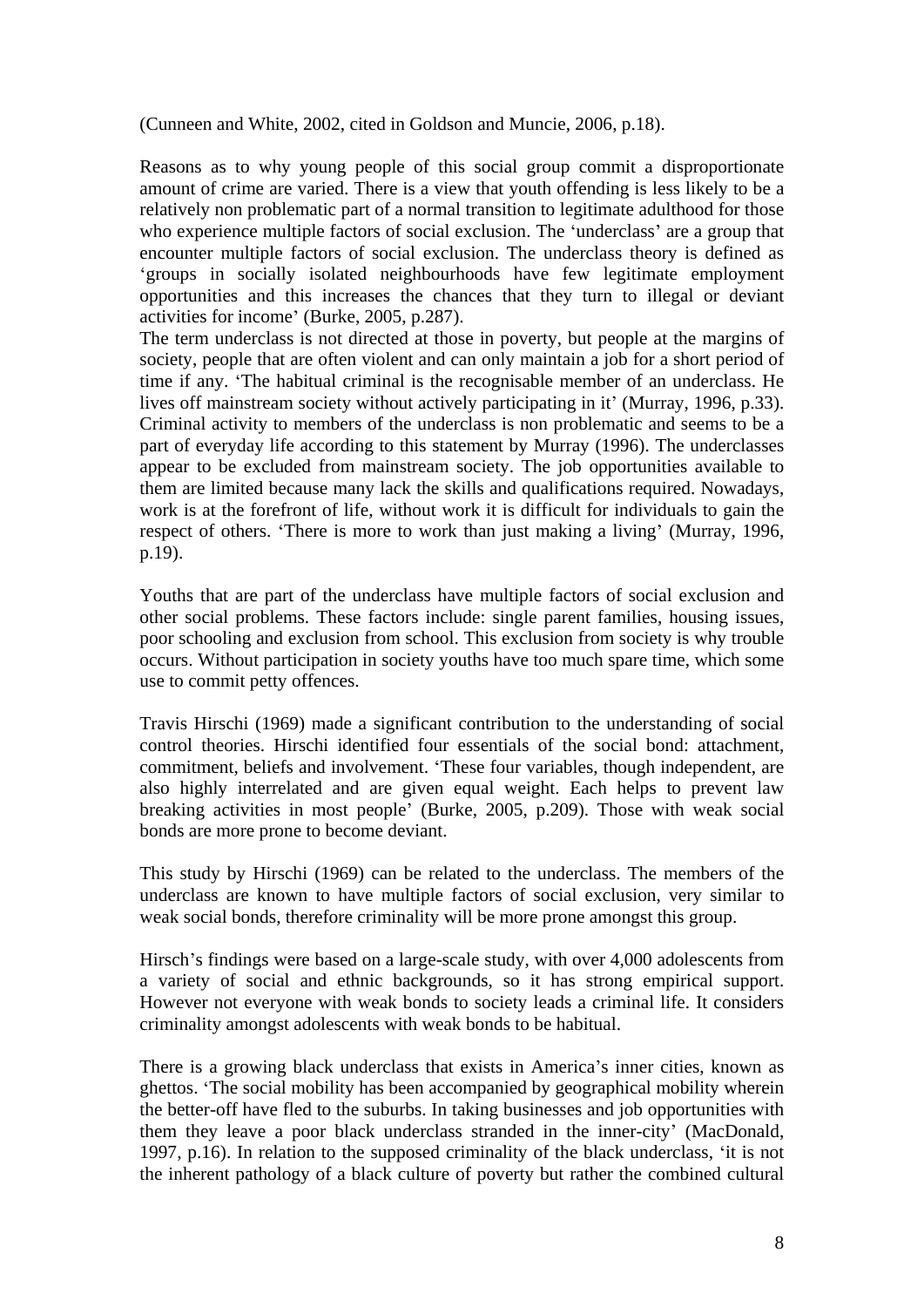(Cunneen and White, 2002, cited in Goldson and Muncie, 2006, p.18).

Reasons as to why young people of this social group commit a disproportionate amount of crime are varied. There is a view that youth offending is less likely to be a relatively non problematic part of a normal transition to legitimate adulthood for those who experience multiple factors of social exclusion. The 'underclass' are a group that encounter multiple factors of social exclusion. The underclass theory is defined as 'groups in socially isolated neighbourhoods have few legitimate employment opportunities and this increases the chances that they turn to illegal or deviant activities for income' (Burke, 2005, p.287).

The term underclass is not directed at those in poverty, but people at the margins of society, people that are often violent and can only maintain a job for a short period of time if any. 'The habitual criminal is the recognisable member of an underclass. He lives off mainstream society without actively participating in it' (Murray, 1996, p.33). Criminal activity to members of the underclass is non problematic and seems to be a part of everyday life according to this statement by Murray (1996). The underclasses appear to be excluded from mainstream society. The job opportunities available to them are limited because many lack the skills and qualifications required. Nowadays, work is at the forefront of life, without work it is difficult for individuals to gain the respect of others. 'There is more to work than just making a living' (Murray, 1996, p.19).

Youths that are part of the underclass have multiple factors of social exclusion and other social problems. These factors include: single parent families, housing issues, poor schooling and exclusion from school. This exclusion from society is why trouble occurs. Without participation in society youths have too much spare time, which some use to commit petty offences.

Travis Hirschi (1969) made a significant contribution to the understanding of social control theories. Hirschi identified four essentials of the social bond: attachment, commitment, beliefs and involvement. 'These four variables, though independent, are also highly interrelated and are given equal weight. Each helps to prevent law breaking activities in most people' (Burke, 2005, p.209). Those with weak social bonds are more prone to become deviant.

This study by Hirschi (1969) can be related to the underclass. The members of the underclass are known to have multiple factors of social exclusion, very similar to weak social bonds, therefore criminality will be more prone amongst this group.

Hirsch's findings were based on a large-scale study, with over 4,000 adolescents from a variety of social and ethnic backgrounds, so it has strong empirical support. However not everyone with weak bonds to society leads a criminal life. It considers criminality amongst adolescents with weak bonds to be habitual.

There is a growing black underclass that exists in America's inner cities, known as ghettos. 'The social mobility has been accompanied by geographical mobility wherein the better-off have fled to the suburbs. In taking businesses and job opportunities with them they leave a poor black underclass stranded in the inner-city' (MacDonald, 1997, p.16). In relation to the supposed criminality of the black underclass, 'it is not the inherent pathology of a black culture of poverty but rather the combined cultural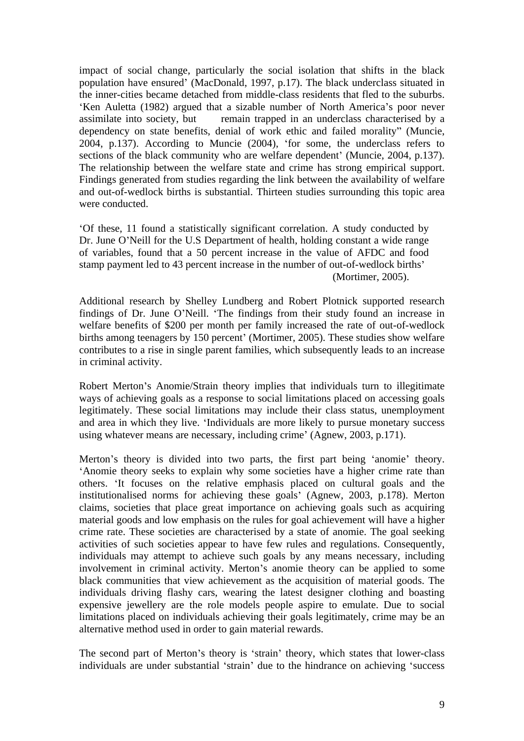impact of social change, particularly the social isolation that shifts in the black population have ensured' (MacDonald, 1997, p.17). The black underclass situated in the inner-cities became detached from middle-class residents that fled to the suburbs. 'Ken Auletta (1982) argued that a sizable number of North America's poor never assimilate into society, but remain trapped in an underclass characterised by a dependency on state benefits, denial of work ethic and failed morality" (Muncie, 2004, p.137). According to Muncie (2004), 'for some, the underclass refers to sections of the black community who are welfare dependent' (Muncie, 2004, p.137). The relationship between the welfare state and crime has strong empirical support. Findings generated from studies regarding the link between the availability of welfare and out-of-wedlock births is substantial. Thirteen studies surrounding this topic area were conducted.

> 'Of these, 11 found a statistically significant correlation. A study conducted by Dr. June O'Neill for the U.S Department of health, holding constant a wide range of variables, found that a 50 percent increase in the value of AFDC and food stamp payment led to 43 percent increase in the number of out-of-wedlock births'
>
> (Mortimer, 2005).

Additional research by Shelley Lundberg and Robert Plotnick supported research findings of Dr. June O'Neill. 'The findings from their study found an increase in welfare benefits of $200 per month per family increased the rate of out-of-wedlock births among teenagers by 150 percent' (Mortimer, 2005). These studies show welfare contributes to a rise in single parent families, which subsequently leads to an increase in criminal activity.

Robert Merton's Anomie/Strain theory implies that individuals turn to illegitimate ways of achieving goals as a response to social limitations placed on accessing goals legitimately. These social limitations may include their class status, unemployment and area in which they live. 'Individuals are more likely to pursue monetary success using whatever means are necessary, including crime' (Agnew, 2003, p.171).

Merton's theory is divided into two parts, the first part being 'anomie' theory. 'Anomie theory seeks to explain why some societies have a higher crime rate than others. 'It focuses on the relative emphasis placed on cultural goals and the institutionalised norms for achieving these goals' (Agnew, 2003, p.178). Merton claims, societies that place great importance on achieving goals such as acquiring material goods and low emphasis on the rules for goal achievement will have a higher crime rate. These societies are characterised by a state of anomie. The goal seeking activities of such societies appear to have few rules and regulations. Consequently, individuals may attempt to achieve such goals by any means necessary, including involvement in criminal activity. Merton's anomie theory can be applied to some black communities that view achievement as the acquisition of material goods. The individuals driving flashy cars, wearing the latest designer clothing and boasting expensive jewellery are the role models people aspire to emulate. Due to social limitations placed on individuals achieving their goals legitimately, crime may be an alternative method used in order to gain material rewards.

The second part of Merton's theory is 'strain' theory, which states that lower-class individuals are under substantial 'strain' due to the hindrance on achieving 'success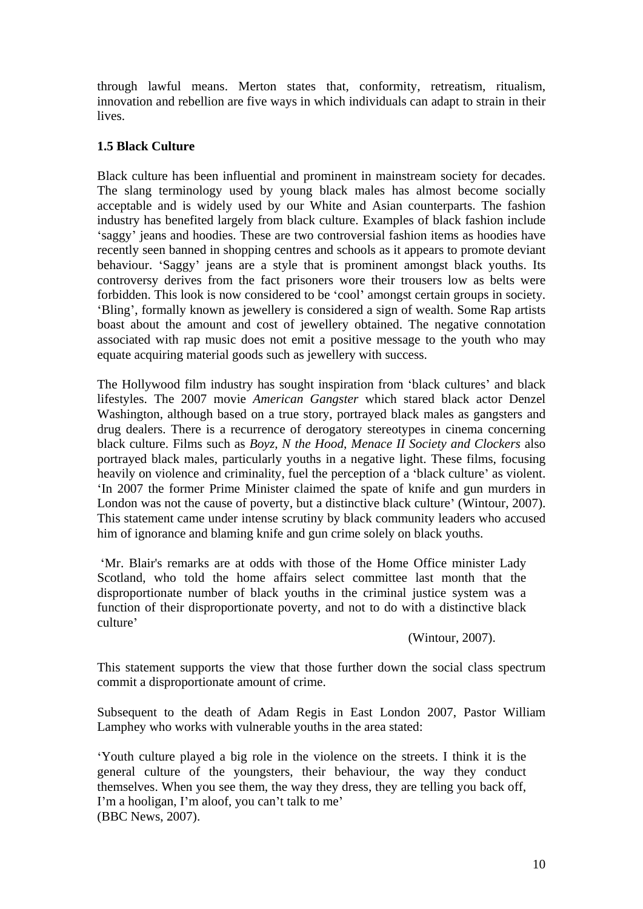through lawful means. Merton states that, conformity, retreatism, ritualism, innovation and rebellion are five ways in which individuals can adapt to strain in their lives.

### 1.5 Black Culture

Black culture has been influential and prominent in mainstream society for decades. The slang terminology used by young black males has almost become socially acceptable and is widely used by our White and Asian counterparts. The fashion industry has benefited largely from black culture. Examples of black fashion include 'saggy' jeans and hoodies. These are two controversial fashion items as hoodies have recently seen banned in shopping centres and schools as it appears to promote deviant behaviour. 'Saggy' jeans are a style that is prominent amongst black youths. Its controversy derives from the fact prisoners wore their trousers low as belts were forbidden. This look is now considered to be 'cool' amongst certain groups in society. 'Bling', formally known as jewellery is considered a sign of wealth. Some Rap artists boast about the amount and cost of jewellery obtained. The negative connotation associated with rap music does not emit a positive message to the youth who may equate acquiring material goods such as jewellery with success.

The Hollywood film industry has sought inspiration from 'black cultures' and black lifestyles. The 2007 movie *American Gangster* which stared black actor Denzel Washington, although based on a true story, portrayed black males as gangsters and drug dealers. There is a recurrence of derogatory stereotypes in cinema concerning black culture. Films such as *Boyz, N the Hood, Menace II Society and Clockers* also portrayed black males, particularly youths in a negative light. These films, focusing heavily on violence and criminality, fuel the perception of a 'black culture' as violent. 'In 2007 the former Prime Minister claimed the spate of knife and gun murders in London was not the cause of poverty, but a distinctive black culture' (Wintour, 2007). This statement came under intense scrutiny by black community leaders who accused him of ignorance and blaming knife and gun crime solely on black youths.

> 'Mr. Blair's remarks are at odds with those of the Home Office minister Lady Scotland, who told the home affairs select committee last month that the disproportionate number of black youths in the criminal justice system was a function of their disproportionate poverty, and not to do with a distinctive black culture'
>
> (Wintour, 2007).

This statement supports the view that those further down the social class spectrum commit a disproportionate amount of crime.

Subsequent to the death of Adam Regis in East London 2007, Pastor William Lamphey who works with vulnerable youths in the area stated:

> 'Youth culture played a big role in the violence on the streets. I think it is the general culture of the youngsters, their behaviour, the way they conduct themselves. When you see them, the way they dress, they are telling you back off, I'm a hooligan, I'm aloof, you can't talk to me'
> (BBC News, 2007).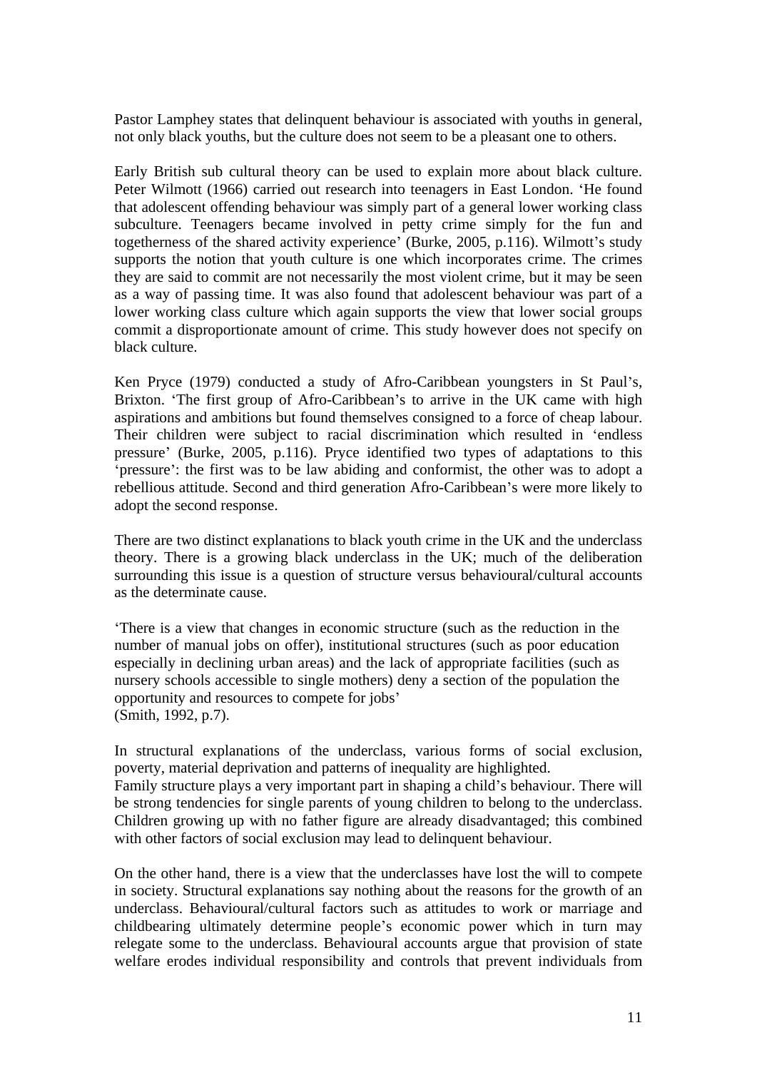Pastor Lamphey states that delinquent behaviour is associated with youths in general, not only black youths, but the culture does not seem to be a pleasant one to others.

Early British sub cultural theory can be used to explain more about black culture. Peter Wilmott (1966) carried out research into teenagers in East London. 'He found that adolescent offending behaviour was simply part of a general lower working class subculture. Teenagers became involved in petty crime simply for the fun and togetherness of the shared activity experience' (Burke, 2005, p.116). Wilmott's study supports the notion that youth culture is one which incorporates crime. The crimes they are said to commit are not necessarily the most violent crime, but it may be seen as a way of passing time. It was also found that adolescent behaviour was part of a lower working class culture which again supports the view that lower social groups commit a disproportionate amount of crime. This study however does not specify on black culture.

Ken Pryce (1979) conducted a study of Afro-Caribbean youngsters in St Paul's, Brixton. 'The first group of Afro-Caribbean's to arrive in the UK came with high aspirations and ambitions but found themselves consigned to a force of cheap labour. Their children were subject to racial discrimination which resulted in 'endless pressure' (Burke, 2005, p.116). Pryce identified two types of adaptations to this 'pressure': the first was to be law abiding and conformist, the other was to adopt a rebellious attitude. Second and third generation Afro-Caribbean's were more likely to adopt the second response.

There are two distinct explanations to black youth crime in the UK and the underclass theory. There is a growing black underclass in the UK; much of the deliberation surrounding this issue is a question of structure versus behavioural/cultural accounts as the determinate cause.

> 'There is a view that changes in economic structure (such as the reduction in the number of manual jobs on offer), institutional structures (such as poor education especially in declining urban areas) and the lack of appropriate facilities (such as nursery schools accessible to single mothers) deny a section of the population the opportunity and resources to compete for jobs'
> (Smith, 1992, p.7).

In structural explanations of the underclass, various forms of social exclusion, poverty, material deprivation and patterns of inequality are highlighted.
Family structure plays a very important part in shaping a child's behaviour. There will be strong tendencies for single parents of young children to belong to the underclass. Children growing up with no father figure are already disadvantaged; this combined with other factors of social exclusion may lead to delinquent behaviour.

On the other hand, there is a view that the underclasses have lost the will to compete in society. Structural explanations say nothing about the reasons for the growth of an underclass. Behavioural/cultural factors such as attitudes to work or marriage and childbearing ultimately determine people's economic power which in turn may relegate some to the underclass. Behavioural accounts argue that provision of state welfare erodes individual responsibility and controls that prevent individuals from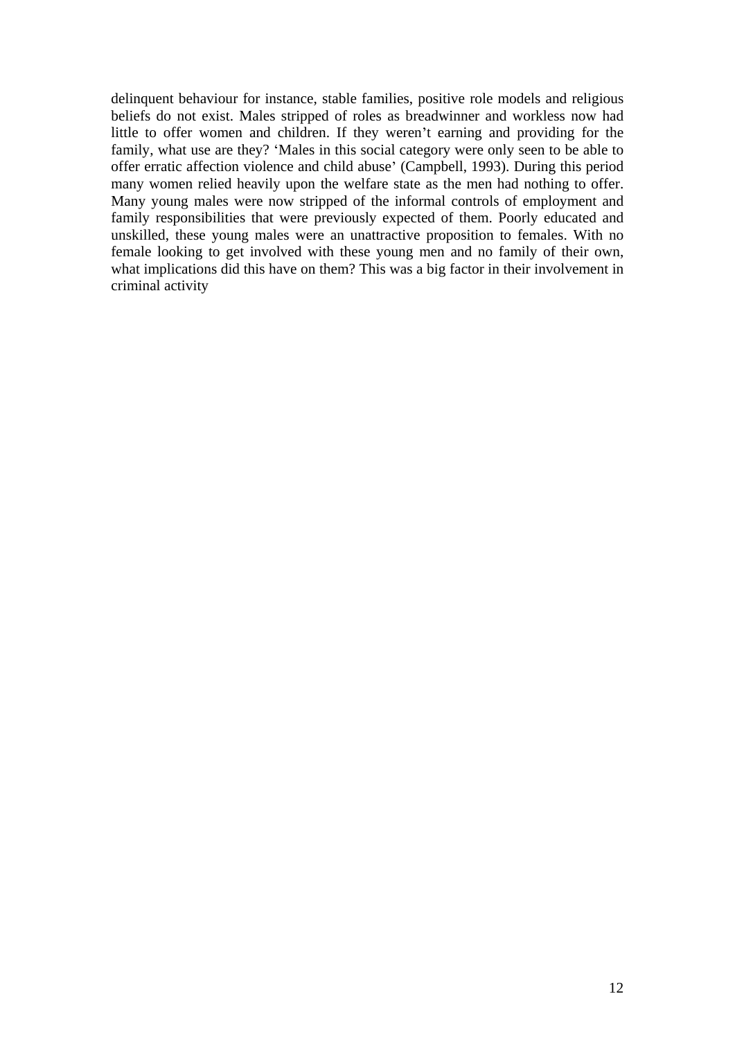delinquent behaviour for instance, stable families, positive role models and religious beliefs do not exist. Males stripped of roles as breadwinner and workless now had little to offer women and children. If they weren't earning and providing for the family, what use are they? 'Males in this social category were only seen to be able to offer erratic affection violence and child abuse' (Campbell, 1993). During this period many women relied heavily upon the welfare state as the men had nothing to offer. Many young males were now stripped of the informal controls of employment and family responsibilities that were previously expected of them. Poorly educated and unskilled, these young males were an unattractive proposition to females. With no female looking to get involved with these young men and no family of their own, what implications did this have on them? This was a big factor in their involvement in criminal activity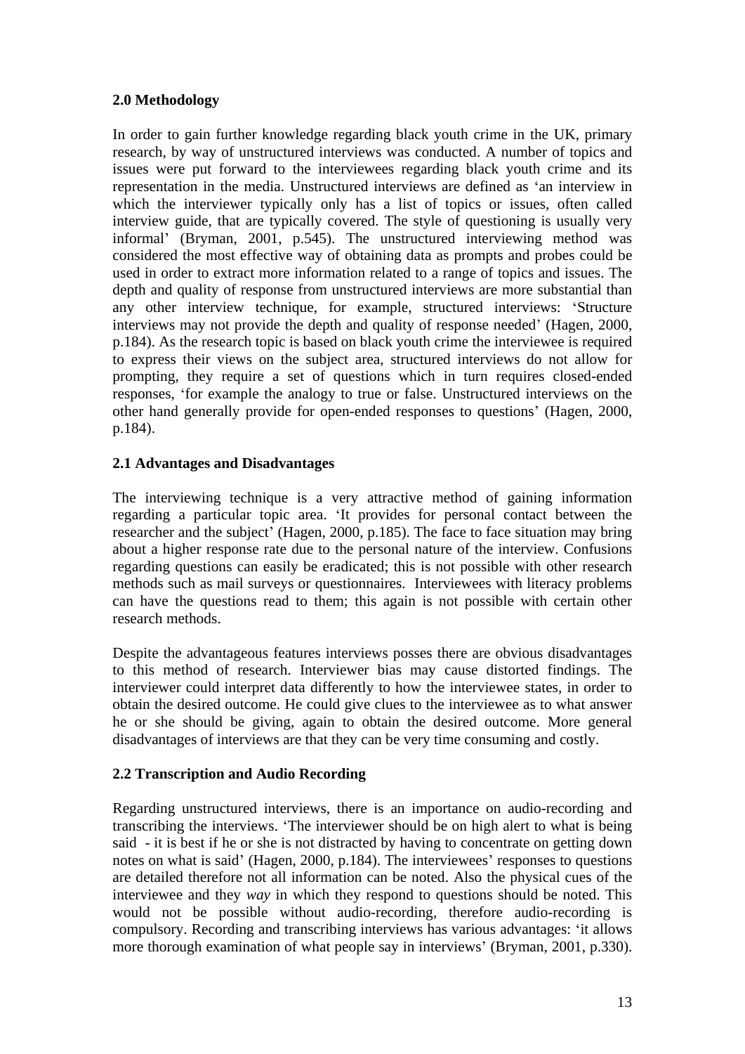## 2.0 Methodology

In order to gain further knowledge regarding black youth crime in the UK, primary research, by way of unstructured interviews was conducted. A number of topics and issues were put forward to the interviewees regarding black youth crime and its representation in the media. Unstructured interviews are defined as 'an interview in which the interviewer typically only has a list of topics or issues, often called interview guide, that are typically covered. The style of questioning is usually very informal' (Bryman, 2001, p.545). The unstructured interviewing method was considered the most effective way of obtaining data as prompts and probes could be used in order to extract more information related to a range of topics and issues. The depth and quality of response from unstructured interviews are more substantial than any other interview technique, for example, structured interviews: 'Structure interviews may not provide the depth and quality of response needed' (Hagen, 2000, p.184). As the research topic is based on black youth crime the interviewee is required to express their views on the subject area, structured interviews do not allow for prompting, they require a set of questions which in turn requires closed-ended responses, 'for example the analogy to true or false. Unstructured interviews on the other hand generally provide for open-ended responses to questions' (Hagen, 2000, p.184).

## 2.1 Advantages and Disadvantages

The interviewing technique is a very attractive method of gaining information regarding a particular topic area. 'It provides for personal contact between the researcher and the subject' (Hagen, 2000, p.185). The face to face situation may bring about a higher response rate due to the personal nature of the interview. Confusions regarding questions can easily be eradicated; this is not possible with other research methods such as mail surveys or questionnaires. Interviewees with literacy problems can have the questions read to them; this again is not possible with certain other research methods.

Despite the advantageous features interviews posses there are obvious disadvantages to this method of research. Interviewer bias may cause distorted findings. The interviewer could interpret data differently to how the interviewee states, in order to obtain the desired outcome. He could give clues to the interviewee as to what answer he or she should be giving, again to obtain the desired outcome. More general disadvantages of interviews are that they can be very time consuming and costly.

## 2.2 Transcription and Audio Recording

Regarding unstructured interviews, there is an importance on audio-recording and transcribing the interviews. 'The interviewer should be on high alert to what is being said - it is best if he or she is not distracted by having to concentrate on getting down notes on what is said' (Hagen, 2000, p.184). The interviewees' responses to questions are detailed therefore not all information can be noted. Also the physical cues of the interviewee and they *way* in which they respond to questions should be noted. This would not be possible without audio-recording, therefore audio-recording is compulsory. Recording and transcribing interviews has various advantages: 'it allows more thorough examination of what people say in interviews' (Bryman, 2001, p.330).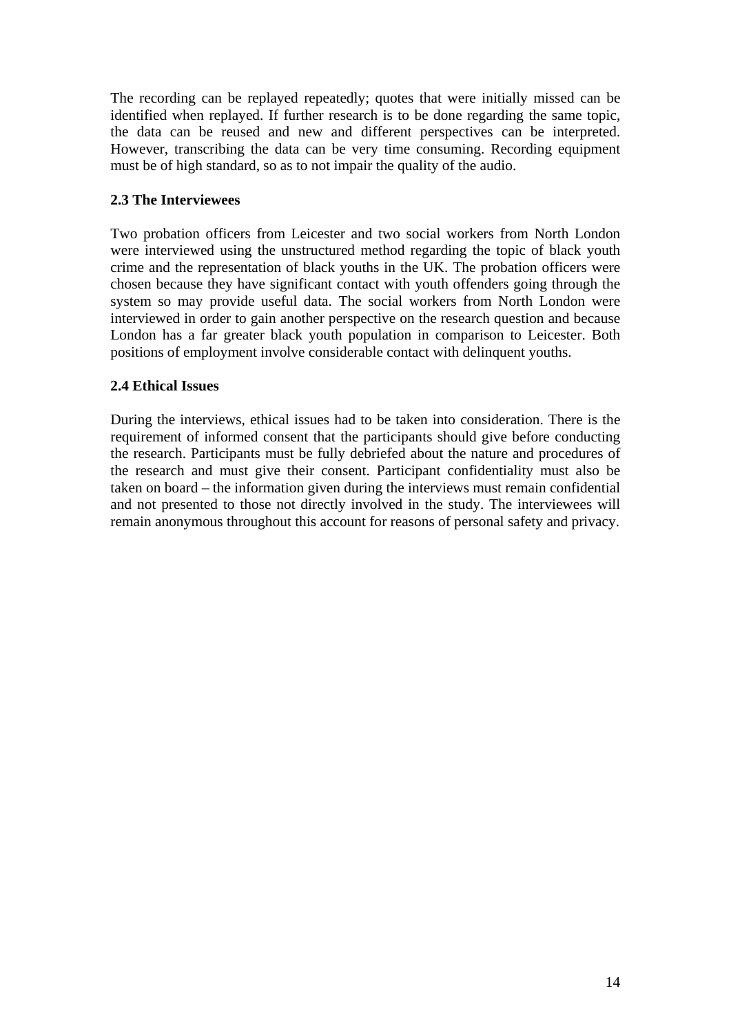The recording can be replayed repeatedly; quotes that were initially missed can be identified when replayed. If further research is to be done regarding the same topic, the data can be reused and new and different perspectives can be interpreted. However, transcribing the data can be very time consuming. Recording equipment must be of high standard, so as to not impair the quality of the audio.

### 2.3 The Interviewees

Two probation officers from Leicester and two social workers from North London were interviewed using the unstructured method regarding the topic of black youth crime and the representation of black youths in the UK. The probation officers were chosen because they have significant contact with youth offenders going through the system so may provide useful data. The social workers from North London were interviewed in order to gain another perspective on the research question and because London has a far greater black youth population in comparison to Leicester. Both positions of employment involve considerable contact with delinquent youths.

### 2.4 Ethical Issues

During the interviews, ethical issues had to be taken into consideration. There is the requirement of informed consent that the participants should give before conducting the research. Participants must be fully debriefed about the nature and procedures of the research and must give their consent. Participant confidentiality must also be taken on board – the information given during the interviews must remain confidential and not presented to those not directly involved in the study. The interviewees will remain anonymous throughout this account for reasons of personal safety and privacy.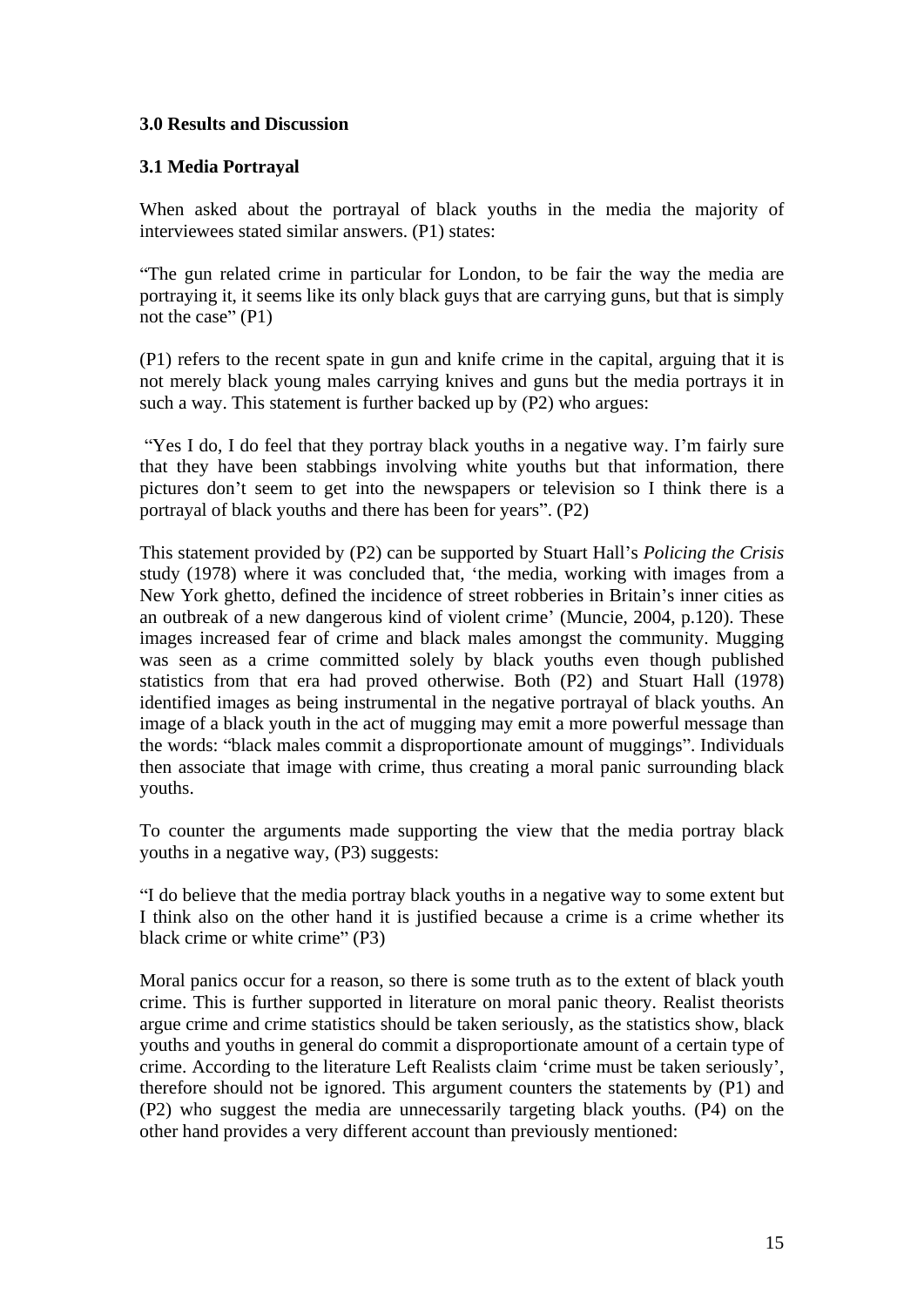### 3.0 Results and Discussion

### 3.1 Media Portrayal

When asked about the portrayal of black youths in the media the majority of interviewees stated similar answers. (P1) states:

"The gun related crime in particular for London, to be fair the way the media are portraying it, it seems like its only black guys that are carrying guns, but that is simply not the case" (P1)

(P1) refers to the recent spate in gun and knife crime in the capital, arguing that it is not merely black young males carrying knives and guns but the media portrays it in such a way. This statement is further backed up by (P2) who argues:

"Yes I do, I do feel that they portray black youths in a negative way. I'm fairly sure that they have been stabbings involving white youths but that information, there pictures don't seem to get into the newspapers or television so I think there is a portrayal of black youths and there has been for years". (P2)

This statement provided by (P2) can be supported by Stuart Hall's *Policing the Crisis* study (1978) where it was concluded that, 'the media, working with images from a New York ghetto, defined the incidence of street robberies in Britain's inner cities as an outbreak of a new dangerous kind of violent crime' (Muncie, 2004, p.120). These images increased fear of crime and black males amongst the community. Mugging was seen as a crime committed solely by black youths even though published statistics from that era had proved otherwise. Both (P2) and Stuart Hall (1978) identified images as being instrumental in the negative portrayal of black youths. An image of a black youth in the act of mugging may emit a more powerful message than the words: "black males commit a disproportionate amount of muggings". Individuals then associate that image with crime, thus creating a moral panic surrounding black youths.

To counter the arguments made supporting the view that the media portray black youths in a negative way, (P3) suggests:

"I do believe that the media portray black youths in a negative way to some extent but I think also on the other hand it is justified because a crime is a crime whether its black crime or white crime" (P3)

Moral panics occur for a reason, so there is some truth as to the extent of black youth crime. This is further supported in literature on moral panic theory. Realist theorists argue crime and crime statistics should be taken seriously, as the statistics show, black youths and youths in general do commit a disproportionate amount of a certain type of crime. According to the literature Left Realists claim 'crime must be taken seriously', therefore should not be ignored. This argument counters the statements by (P1) and (P2) who suggest the media are unnecessarily targeting black youths. (P4) on the other hand provides a very different account than previously mentioned: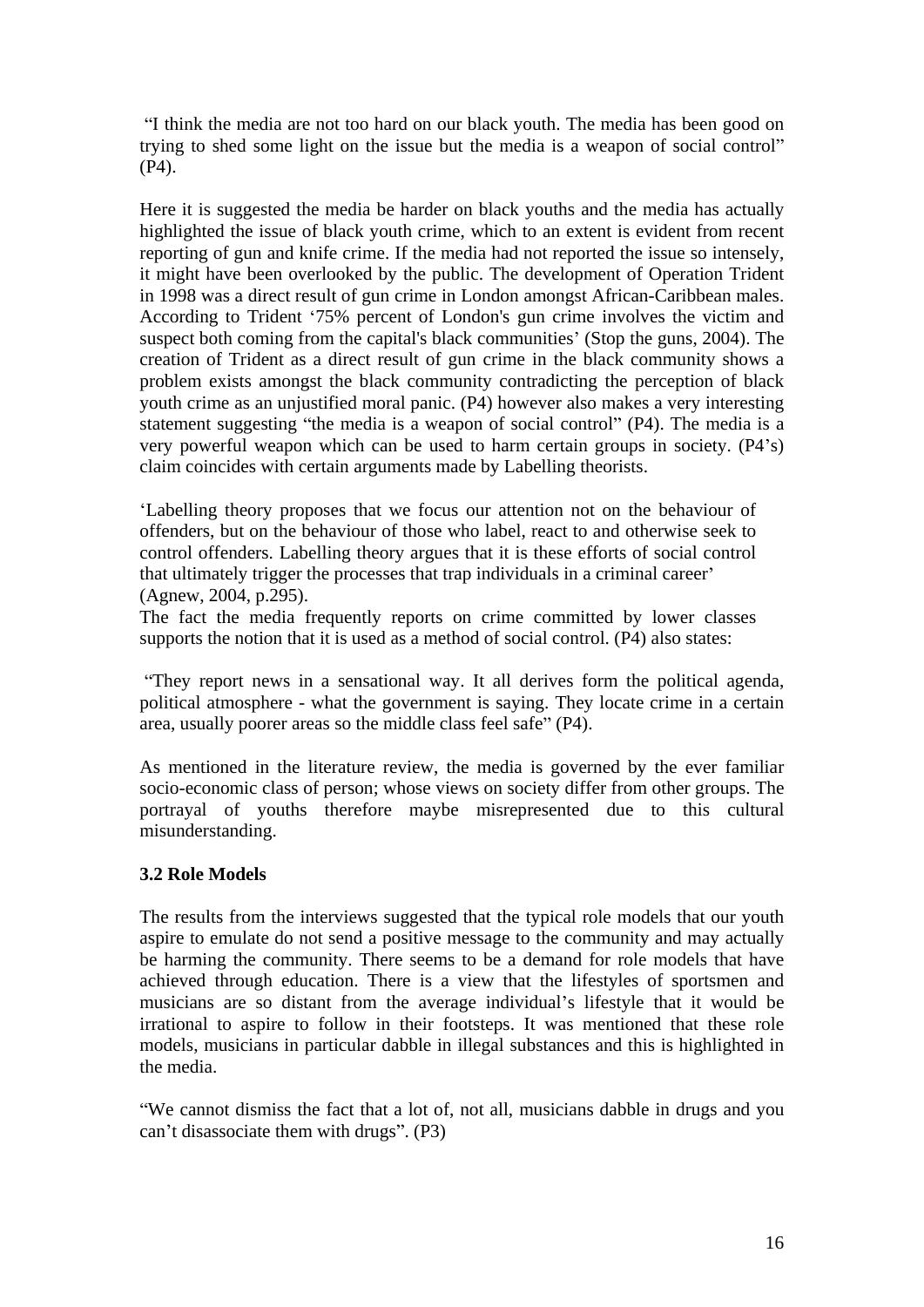"I think the media are not too hard on our black youth. The media has been good on trying to shed some light on the issue but the media is a weapon of social control" (P4).

Here it is suggested the media be harder on black youths and the media has actually highlighted the issue of black youth crime, which to an extent is evident from recent reporting of gun and knife crime. If the media had not reported the issue so intensely, it might have been overlooked by the public. The development of Operation Trident in 1998 was a direct result of gun crime in London amongst African-Caribbean males. According to Trident '75% percent of London's gun crime involves the victim and suspect both coming from the capital's black communities' (Stop the guns, 2004). The creation of Trident as a direct result of gun crime in the black community shows a problem exists amongst the black community contradicting the perception of black youth crime as an unjustified moral panic. (P4) however also makes a very interesting statement suggesting "the media is a weapon of social control" (P4). The media is a very powerful weapon which can be used to harm certain groups in society. (P4's) claim coincides with certain arguments made by Labelling theorists.

> 'Labelling theory proposes that we focus our attention not on the behaviour of offenders, but on the behaviour of those who label, react to and otherwise seek to control offenders. Labelling theory argues that it is these efforts of social control that ultimately trigger the processes that trap individuals in a criminal career' (Agnew, 2004, p.295).

The fact the media frequently reports on crime committed by lower classes supports the notion that it is used as a method of social control. (P4) also states:

"They report news in a sensational way. It all derives form the political agenda, political atmosphere - what the government is saying. They locate crime in a certain area, usually poorer areas so the middle class feel safe" (P4).

As mentioned in the literature review, the media is governed by the ever familiar socio-economic class of person; whose views on society differ from other groups. The portrayal of youths therefore maybe misrepresented due to this cultural misunderstanding.

### 3.2 Role Models

The results from the interviews suggested that the typical role models that our youth aspire to emulate do not send a positive message to the community and may actually be harming the community. There seems to be a demand for role models that have achieved through education. There is a view that the lifestyles of sportsmen and musicians are so distant from the average individual's lifestyle that it would be irrational to aspire to follow in their footsteps. It was mentioned that these role models, musicians in particular dabble in illegal substances and this is highlighted in the media.

"We cannot dismiss the fact that a lot of, not all, musicians dabble in drugs and you can't disassociate them with drugs". (P3)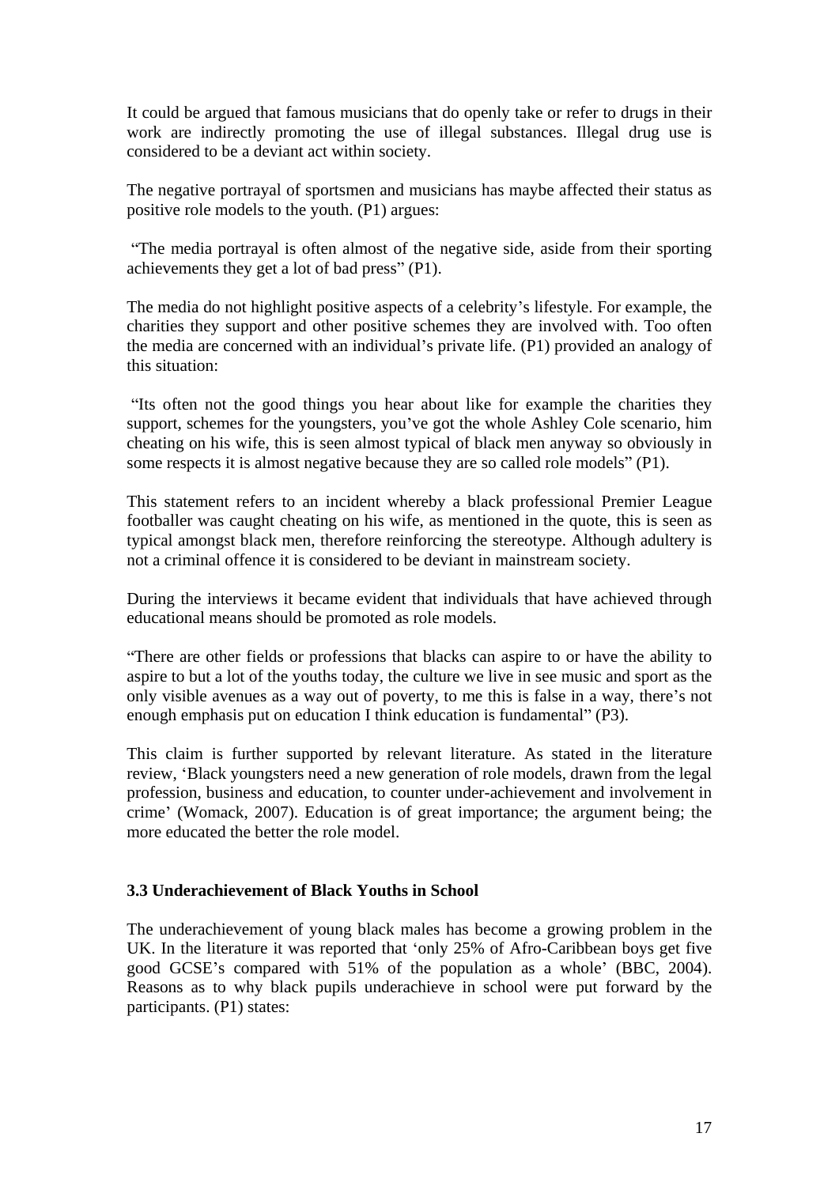It could be argued that famous musicians that do openly take or refer to drugs in their work are indirectly promoting the use of illegal substances. Illegal drug use is considered to be a deviant act within society.

The negative portrayal of sportsmen and musicians has maybe affected their status as positive role models to the youth. (P1) argues:

"The media portrayal is often almost of the negative side, aside from their sporting achievements they get a lot of bad press" (P1).

The media do not highlight positive aspects of a celebrity's lifestyle. For example, the charities they support and other positive schemes they are involved with. Too often the media are concerned with an individual's private life. (P1) provided an analogy of this situation:

"Its often not the good things you hear about like for example the charities they support, schemes for the youngsters, you've got the whole Ashley Cole scenario, him cheating on his wife, this is seen almost typical of black men anyway so obviously in some respects it is almost negative because they are so called role models" (P1).

This statement refers to an incident whereby a black professional Premier League footballer was caught cheating on his wife, as mentioned in the quote, this is seen as typical amongst black men, therefore reinforcing the stereotype. Although adultery is not a criminal offence it is considered to be deviant in mainstream society.

During the interviews it became evident that individuals that have achieved through educational means should be promoted as role models.

"There are other fields or professions that blacks can aspire to or have the ability to aspire to but a lot of the youths today, the culture we live in see music and sport as the only visible avenues as a way out of poverty, to me this is false in a way, there's not enough emphasis put on education I think education is fundamental" (P3).

This claim is further supported by relevant literature. As stated in the literature review, 'Black youngsters need a new generation of role models, drawn from the legal profession, business and education, to counter under-achievement and involvement in crime' (Womack, 2007). Education is of great importance; the argument being; the more educated the better the role model.

### 3.3 Underachievement of Black Youths in School

The underachievement of young black males has become a growing problem in the UK. In the literature it was reported that 'only 25% of Afro-Caribbean boys get five good GCSE's compared with 51% of the population as a whole' (BBC, 2004). Reasons as to why black pupils underachieve in school were put forward by the participants. (P1) states: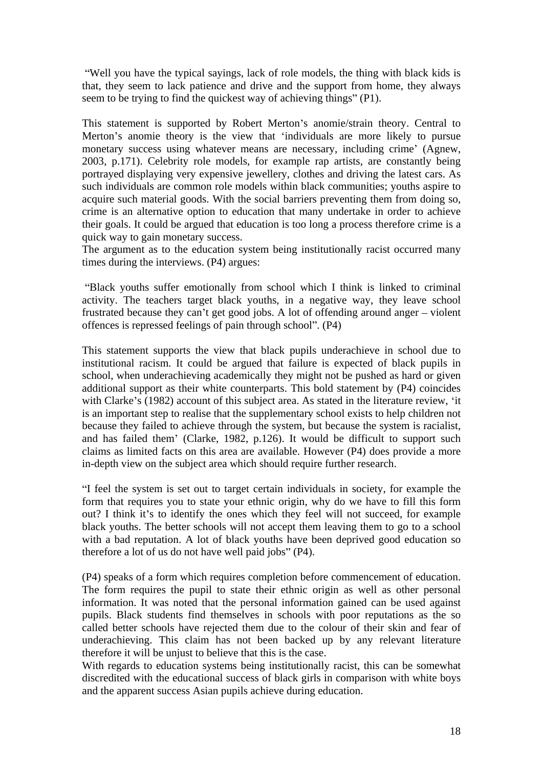"Well you have the typical sayings, lack of role models, the thing with black kids is that, they seem to lack patience and drive and the support from home, they always seem to be trying to find the quickest way of achieving things" (P1).

This statement is supported by Robert Merton's anomie/strain theory. Central to Merton's anomie theory is the view that 'individuals are more likely to pursue monetary success using whatever means are necessary, including crime' (Agnew, 2003, p.171). Celebrity role models, for example rap artists, are constantly being portrayed displaying very expensive jewellery, clothes and driving the latest cars. As such individuals are common role models within black communities; youths aspire to acquire such material goods. With the social barriers preventing them from doing so, crime is an alternative option to education that many undertake in order to achieve their goals. It could be argued that education is too long a process therefore crime is a quick way to gain monetary success.
The argument as to the education system being institutionally racist occurred many times during the interviews. (P4) argues:

"Black youths suffer emotionally from school which I think is linked to criminal activity. The teachers target black youths, in a negative way, they leave school frustrated because they can't get good jobs. A lot of offending around anger – violent offences is repressed feelings of pain through school". (P4)

This statement supports the view that black pupils underachieve in school due to institutional racism. It could be argued that failure is expected of black pupils in school, when underachieving academically they might not be pushed as hard or given additional support as their white counterparts. This bold statement by (P4) coincides with Clarke's (1982) account of this subject area. As stated in the literature review, 'it is an important step to realise that the supplementary school exists to help children not because they failed to achieve through the system, but because the system is racialist, and has failed them' (Clarke, 1982, p.126). It would be difficult to support such claims as limited facts on this area are available. However (P4) does provide a more in-depth view on the subject area which should require further research.

"I feel the system is set out to target certain individuals in society, for example the form that requires you to state your ethnic origin, why do we have to fill this form out? I think it's to identify the ones which they feel will not succeed, for example black youths. The better schools will not accept them leaving them to go to a school with a bad reputation. A lot of black youths have been deprived good education so therefore a lot of us do not have well paid jobs" (P4).

(P4) speaks of a form which requires completion before commencement of education. The form requires the pupil to state their ethnic origin as well as other personal information. It was noted that the personal information gained can be used against pupils. Black students find themselves in schools with poor reputations as the so called better schools have rejected them due to the colour of their skin and fear of underachieving. This claim has not been backed up by any relevant literature therefore it will be unjust to believe that this is the case.
With regards to education systems being institutionally racist, this can be somewhat discredited with the educational success of black girls in comparison with white boys and the apparent success Asian pupils achieve during education.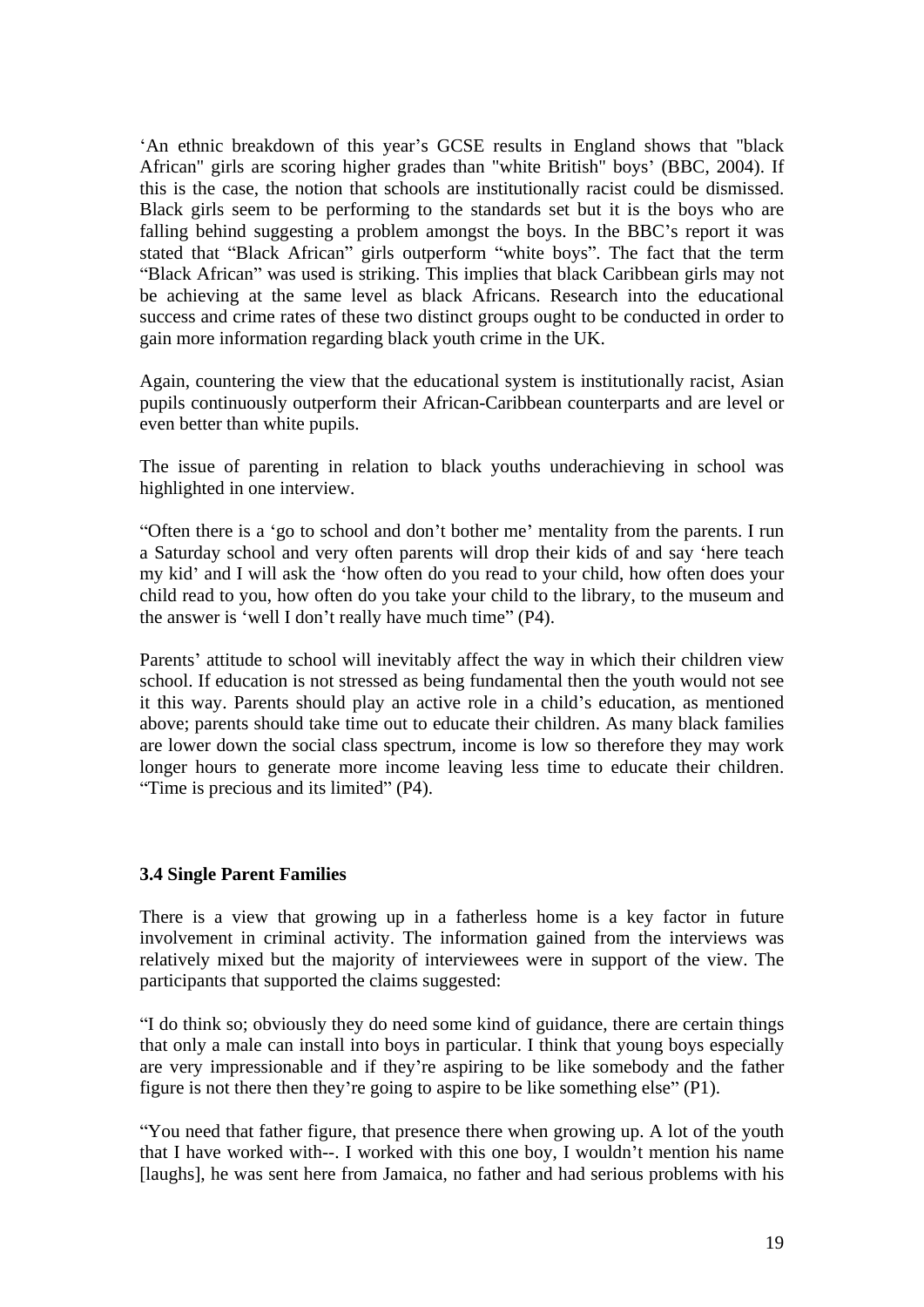'An ethnic breakdown of this year's GCSE results in England shows that "black African" girls are scoring higher grades than "white British" boys' (BBC, 2004). If this is the case, the notion that schools are institutionally racist could be dismissed. Black girls seem to be performing to the standards set but it is the boys who are falling behind suggesting a problem amongst the boys. In the BBC's report it was stated that "Black African" girls outperform "white boys". The fact that the term "Black African" was used is striking. This implies that black Caribbean girls may not be achieving at the same level as black Africans. Research into the educational success and crime rates of these two distinct groups ought to be conducted in order to gain more information regarding black youth crime in the UK.

Again, countering the view that the educational system is institutionally racist, Asian pupils continuously outperform their African-Caribbean counterparts and are level or even better than white pupils.

The issue of parenting in relation to black youths underachieving in school was highlighted in one interview.

"Often there is a 'go to school and don't bother me' mentality from the parents. I run a Saturday school and very often parents will drop their kids of and say 'here teach my kid' and I will ask the 'how often do you read to your child, how often does your child read to you, how often do you take your child to the library, to the museum and the answer is 'well I don't really have much time" (P4).

Parents' attitude to school will inevitably affect the way in which their children view school. If education is not stressed as being fundamental then the youth would not see it this way. Parents should play an active role in a child's education, as mentioned above; parents should take time out to educate their children. As many black families are lower down the social class spectrum, income is low so therefore they may work longer hours to generate more income leaving less time to educate their children. "Time is precious and its limited" (P4).

### 3.4 Single Parent Families

There is a view that growing up in a fatherless home is a key factor in future involvement in criminal activity. The information gained from the interviews was relatively mixed but the majority of interviewees were in support of the view. The participants that supported the claims suggested:

"I do think so; obviously they do need some kind of guidance, there are certain things that only a male can install into boys in particular. I think that young boys especially are very impressionable and if they're aspiring to be like somebody and the father figure is not there then they're going to aspire to be like something else" (P1).

"You need that father figure, that presence there when growing up. A lot of the youth that I have worked with--. I worked with this one boy, I wouldn't mention his name [laughs], he was sent here from Jamaica, no father and had serious problems with his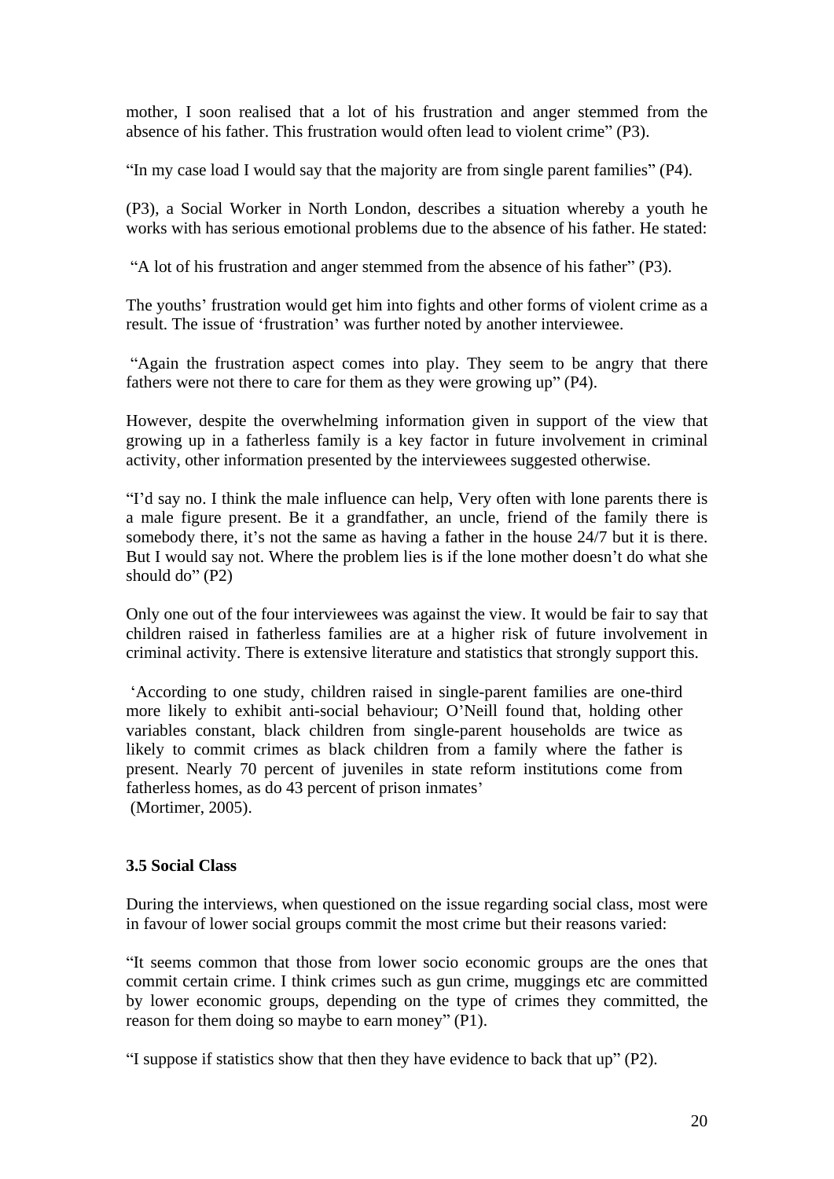mother, I soon realised that a lot of his frustration and anger stemmed from the absence of his father. This frustration would often lead to violent crime" (P3).

"In my case load I would say that the majority are from single parent families" (P4).

(P3), a Social Worker in North London, describes a situation whereby a youth he works with has serious emotional problems due to the absence of his father. He stated:

"A lot of his frustration and anger stemmed from the absence of his father" (P3).

The youths' frustration would get him into fights and other forms of violent crime as a result. The issue of 'frustration' was further noted by another interviewee.

"Again the frustration aspect comes into play. They seem to be angry that there fathers were not there to care for them as they were growing up" (P4).

However, despite the overwhelming information given in support of the view that growing up in a fatherless family is a key factor in future involvement in criminal activity, other information presented by the interviewees suggested otherwise.

"I'd say no. I think the male influence can help, Very often with lone parents there is a male figure present. Be it a grandfather, an uncle, friend of the family there is somebody there, it's not the same as having a father in the house 24/7 but it is there. But I would say not. Where the problem lies is if the lone mother doesn't do what she should do" (P2)

Only one out of the four interviewees was against the view. It would be fair to say that children raised in fatherless families are at a higher risk of future involvement in criminal activity. There is extensive literature and statistics that strongly support this.

> 'According to one study, children raised in single-parent families are one-third more likely to exhibit anti-social behaviour; O'Neill found that, holding other variables constant, black children from single-parent households are twice as likely to commit crimes as black children from a family where the father is present. Nearly 70 percent of juveniles in state reform institutions come from fatherless homes, as do 43 percent of prison inmates'
> (Mortimer, 2005).

### 3.5 Social Class

During the interviews, when questioned on the issue regarding social class, most were in favour of lower social groups commit the most crime but their reasons varied:

"It seems common that those from lower socio economic groups are the ones that commit certain crime. I think crimes such as gun crime, muggings etc are committed by lower economic groups, depending on the type of crimes they committed, the reason for them doing so maybe to earn money" (P1).

"I suppose if statistics show that then they have evidence to back that up" (P2).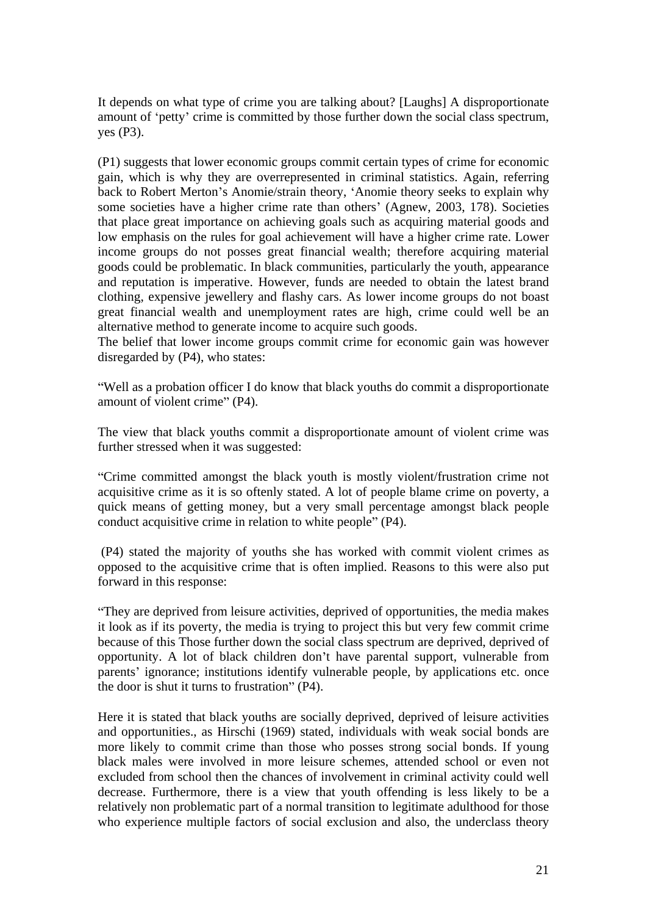It depends on what type of crime you are talking about? [Laughs] A disproportionate amount of 'petty' crime is committed by those further down the social class spectrum, yes (P3).

(P1) suggests that lower economic groups commit certain types of crime for economic gain, which is why they are overrepresented in criminal statistics. Again, referring back to Robert Merton's Anomie/strain theory, 'Anomie theory seeks to explain why some societies have a higher crime rate than others' (Agnew, 2003, 178). Societies that place great importance on achieving goals such as acquiring material goods and low emphasis on the rules for goal achievement will have a higher crime rate. Lower income groups do not posses great financial wealth; therefore acquiring material goods could be problematic. In black communities, particularly the youth, appearance and reputation is imperative. However, funds are needed to obtain the latest brand clothing, expensive jewellery and flashy cars. As lower income groups do not boast great financial wealth and unemployment rates are high, crime could well be an alternative method to generate income to acquire such goods.
The belief that lower income groups commit crime for economic gain was however disregarded by (P4), who states:

"Well as a probation officer I do know that black youths do commit a disproportionate amount of violent crime" (P4).

The view that black youths commit a disproportionate amount of violent crime was further stressed when it was suggested:

"Crime committed amongst the black youth is mostly violent/frustration crime not acquisitive crime as it is so oftenly stated. A lot of people blame crime on poverty, a quick means of getting money, but a very small percentage amongst black people conduct acquisitive crime in relation to white people" (P4).

(P4) stated the majority of youths she has worked with commit violent crimes as opposed to the acquisitive crime that is often implied. Reasons to this were also put forward in this response:

"They are deprived from leisure activities, deprived of opportunities, the media makes it look as if its poverty, the media is trying to project this but very few commit crime because of this Those further down the social class spectrum are deprived, deprived of opportunity. A lot of black children don't have parental support, vulnerable from parents' ignorance; institutions identify vulnerable people, by applications etc. once the door is shut it turns to frustration" (P4).

Here it is stated that black youths are socially deprived, deprived of leisure activities and opportunities., as Hirschi (1969) stated, individuals with weak social bonds are more likely to commit crime than those who posses strong social bonds. If young black males were involved in more leisure schemes, attended school or even not excluded from school then the chances of involvement in criminal activity could well decrease. Furthermore, there is a view that youth offending is less likely to be a relatively non problematic part of a normal transition to legitimate adulthood for those who experience multiple factors of social exclusion and also, the underclass theory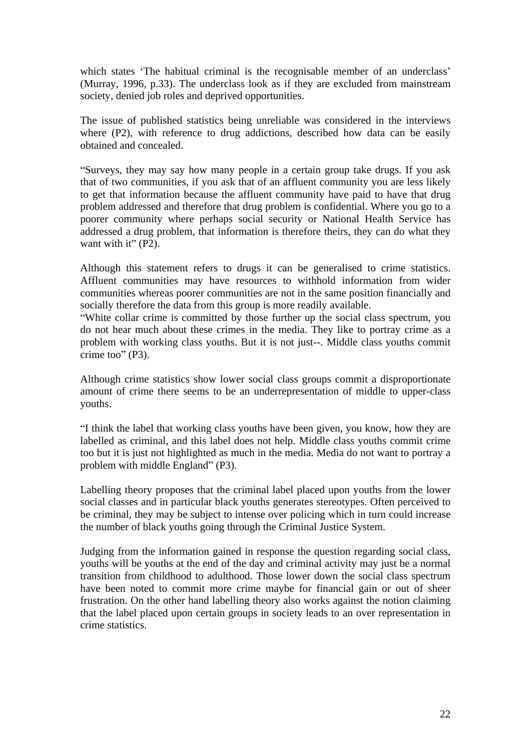which states 'The habitual criminal is the recognisable member of an underclass' (Murray, 1996, p.33). The underclass look as if they are excluded from mainstream society, denied job roles and deprived opportunities.

The issue of published statistics being unreliable was considered in the interviews where (P2), with reference to drug addictions, described how data can be easily obtained and concealed.

"Surveys, they may say how many people in a certain group take drugs. If you ask that of two communities, if you ask that of an affluent community you are less likely to get that information because the affluent community have paid to have that drug problem addressed and therefore that drug problem is confidential. Where you go to a poorer community where perhaps social security or National Health Service has addressed a drug problem, that information is therefore theirs, they can do what they want with it" (P2).

Although this statement refers to drugs it can be generalised to crime statistics. Affluent communities may have resources to withhold information from wider communities whereas poorer communities are not in the same position financially and socially therefore the data from this group is more readily available.

"White collar crime is committed by those further up the social class spectrum, you do not hear much about these crimes in the media. They like to portray crime as a problem with working class youths. But it is not just--. Middle class youths commit crime too" (P3).

Although crime statistics show lower social class groups commit a disproportionate amount of crime there seems to be an underrepresentation of middle to upper-class youths.

"I think the label that working class youths have been given, you know, how they are labelled as criminal, and this label does not help. Middle class youths commit crime too but it is just not highlighted as much in the media. Media do not want to portray a problem with middle England" (P3).

Labelling theory proposes that the criminal label placed upon youths from the lower social classes and in particular black youths generates stereotypes. Often perceived to be criminal, they may be subject to intense over policing which in turn could increase the number of black youths going through the Criminal Justice System.

Judging from the information gained in response the question regarding social class, youths will be youths at the end of the day and criminal activity may just be a normal transition from childhood to adulthood. Those lower down the social class spectrum have been noted to commit more crime maybe for financial gain or out of sheer frustration. On the other hand labelling theory also works against the notion claiming that the label placed upon certain groups in society leads to an over representation in crime statistics.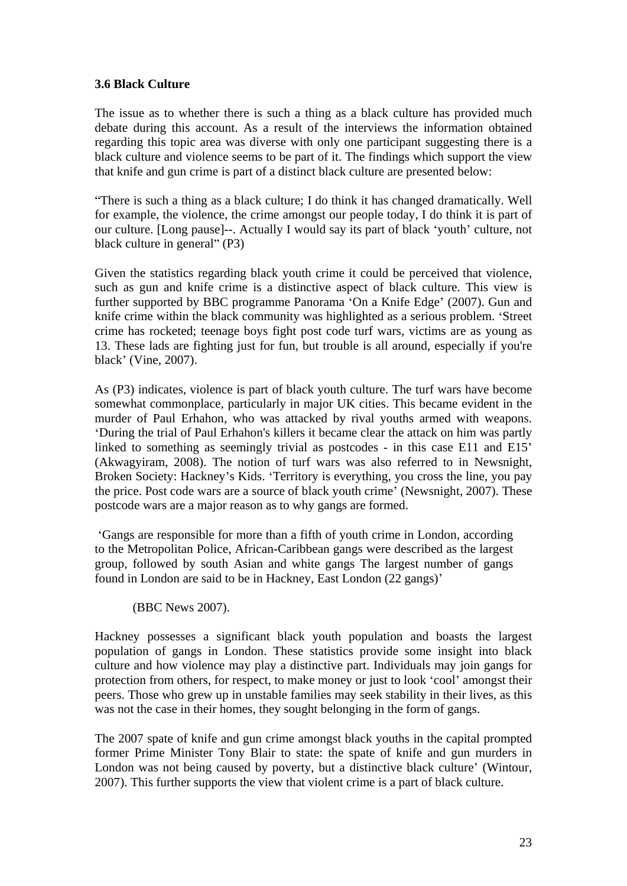### 3.6 Black Culture

The issue as to whether there is such a thing as a black culture has provided much debate during this account. As a result of the interviews the information obtained regarding this topic area was diverse with only one participant suggesting there is a black culture and violence seems to be part of it. The findings which support the view that knife and gun crime is part of a distinct black culture are presented below:

"There is such a thing as a black culture; I do think it has changed dramatically. Well for example, the violence, the crime amongst our people today, I do think it is part of our culture. [Long pause]--. Actually I would say its part of black 'youth' culture, not black culture in general" (P3)

Given the statistics regarding black youth crime it could be perceived that violence, such as gun and knife crime is a distinctive aspect of black culture. This view is further supported by BBC programme Panorama 'On a Knife Edge' (2007). Gun and knife crime within the black community was highlighted as a serious problem. 'Street crime has rocketed; teenage boys fight post code turf wars, victims are as young as 13. These lads are fighting just for fun, but trouble is all around, especially if you're black' (Vine, 2007).

As (P3) indicates, violence is part of black youth culture. The turf wars have become somewhat commonplace, particularly in major UK cities. This became evident in the murder of Paul Erhahon, who was attacked by rival youths armed with weapons. 'During the trial of Paul Erhahon's killers it became clear the attack on him was partly linked to something as seemingly trivial as postcodes - in this case E11 and E15' (Akwagyiram, 2008). The notion of turf wars was also referred to in Newsnight, Broken Society: Hackney's Kids. 'Territory is everything, you cross the line, you pay the price. Post code wars are a source of black youth crime' (Newsnight, 2007). These postcode wars are a major reason as to why gangs are formed.

> 'Gangs are responsible for more than a fifth of youth crime in London, according to the Metropolitan Police, African-Caribbean gangs were described as the largest group, followed by south Asian and white gangs The largest number of gangs found in London are said to be in Hackney, East London (22 gangs)'
>
> (BBC News 2007).

Hackney possesses a significant black youth population and boasts the largest population of gangs in London. These statistics provide some insight into black culture and how violence may play a distinctive part. Individuals may join gangs for protection from others, for respect, to make money or just to look 'cool' amongst their peers. Those who grew up in unstable families may seek stability in their lives, as this was not the case in their homes, they sought belonging in the form of gangs.

The 2007 spate of knife and gun crime amongst black youths in the capital prompted former Prime Minister Tony Blair to state: the spate of knife and gun murders in London was not being caused by poverty, but a distinctive black culture' (Wintour, 2007). This further supports the view that violent crime is a part of black culture.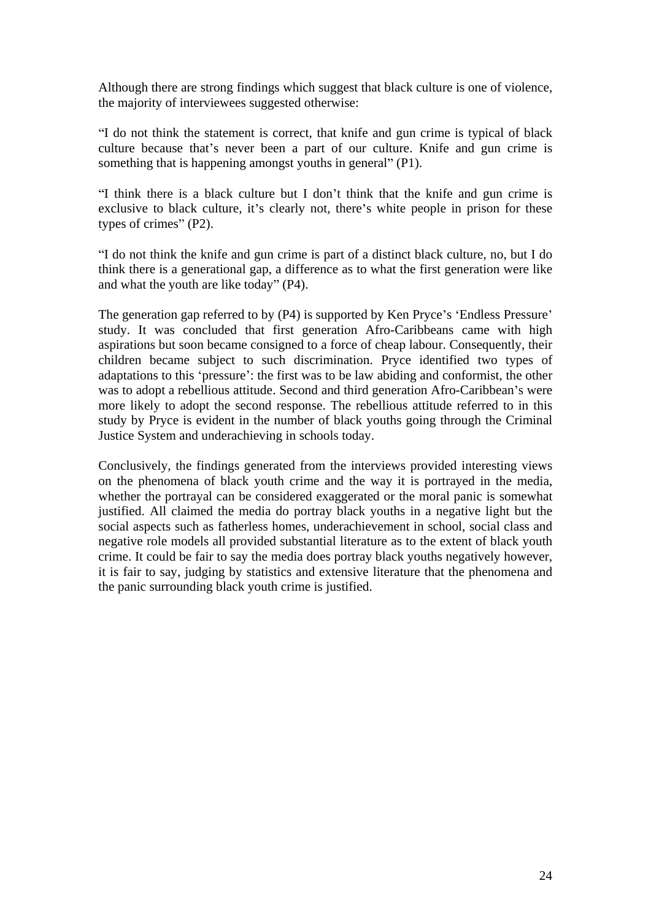Although there are strong findings which suggest that black culture is one of violence, the majority of interviewees suggested otherwise:

"I do not think the statement is correct, that knife and gun crime is typical of black culture because that's never been a part of our culture. Knife and gun crime is something that is happening amongst youths in general" (P1).

"I think there is a black culture but I don't think that the knife and gun crime is exclusive to black culture, it's clearly not, there's white people in prison for these types of crimes" (P2).

"I do not think the knife and gun crime is part of a distinct black culture, no, but I do think there is a generational gap, a difference as to what the first generation were like and what the youth are like today" (P4).

The generation gap referred to by (P4) is supported by Ken Pryce's 'Endless Pressure' study. It was concluded that first generation Afro-Caribbeans came with high aspirations but soon became consigned to a force of cheap labour. Consequently, their children became subject to such discrimination. Pryce identified two types of adaptations to this 'pressure': the first was to be law abiding and conformist, the other was to adopt a rebellious attitude. Second and third generation Afro-Caribbean's were more likely to adopt the second response. The rebellious attitude referred to in this study by Pryce is evident in the number of black youths going through the Criminal Justice System and underachieving in schools today.

Conclusively, the findings generated from the interviews provided interesting views on the phenomena of black youth crime and the way it is portrayed in the media, whether the portrayal can be considered exaggerated or the moral panic is somewhat justified. All claimed the media do portray black youths in a negative light but the social aspects such as fatherless homes, underachievement in school, social class and negative role models all provided substantial literature as to the extent of black youth crime. It could be fair to say the media does portray black youths negatively however, it is fair to say, judging by statistics and extensive literature that the phenomena and the panic surrounding black youth crime is justified.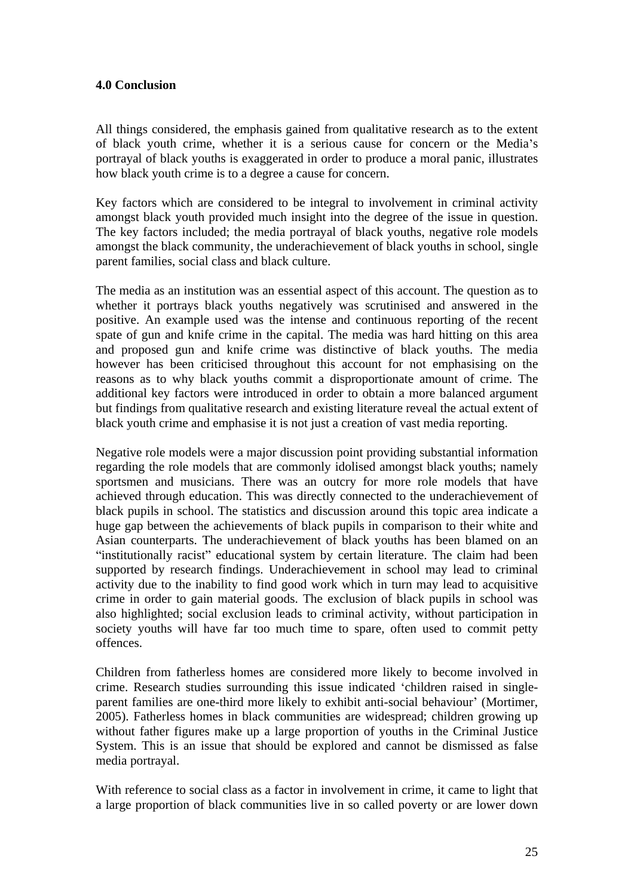#### 4.0 Conclusion

All things considered, the emphasis gained from qualitative research as to the extent of black youth crime, whether it is a serious cause for concern or the Media's portrayal of black youths is exaggerated in order to produce a moral panic, illustrates how black youth crime is to a degree a cause for concern.

Key factors which are considered to be integral to involvement in criminal activity amongst black youth provided much insight into the degree of the issue in question. The key factors included; the media portrayal of black youths, negative role models amongst the black community, the underachievement of black youths in school, single parent families, social class and black culture.

The media as an institution was an essential aspect of this account. The question as to whether it portrays black youths negatively was scrutinised and answered in the positive. An example used was the intense and continuous reporting of the recent spate of gun and knife crime in the capital. The media was hard hitting on this area and proposed gun and knife crime was distinctive of black youths. The media however has been criticised throughout this account for not emphasising on the reasons as to why black youths commit a disproportionate amount of crime. The additional key factors were introduced in order to obtain a more balanced argument but findings from qualitative research and existing literature reveal the actual extent of black youth crime and emphasise it is not just a creation of vast media reporting.

Negative role models were a major discussion point providing substantial information regarding the role models that are commonly idolised amongst black youths; namely sportsmen and musicians. There was an outcry for more role models that have achieved through education. This was directly connected to the underachievement of black pupils in school. The statistics and discussion around this topic area indicate a huge gap between the achievements of black pupils in comparison to their white and Asian counterparts. The underachievement of black youths has been blamed on an "institutionally racist" educational system by certain literature. The claim had been supported by research findings. Underachievement in school may lead to criminal activity due to the inability to find good work which in turn may lead to acquisitive crime in order to gain material goods. The exclusion of black pupils in school was also highlighted; social exclusion leads to criminal activity, without participation in society youths will have far too much time to spare, often used to commit petty offences.

Children from fatherless homes are considered more likely to become involved in crime. Research studies surrounding this issue indicated 'children raised in single-parent families are one-third more likely to exhibit anti-social behaviour' (Mortimer, 2005). Fatherless homes in black communities are widespread; children growing up without father figures make up a large proportion of youths in the Criminal Justice System. This is an issue that should be explored and cannot be dismissed as false media portrayal.

With reference to social class as a factor in involvement in crime, it came to light that a large proportion of black communities live in so called poverty or are lower down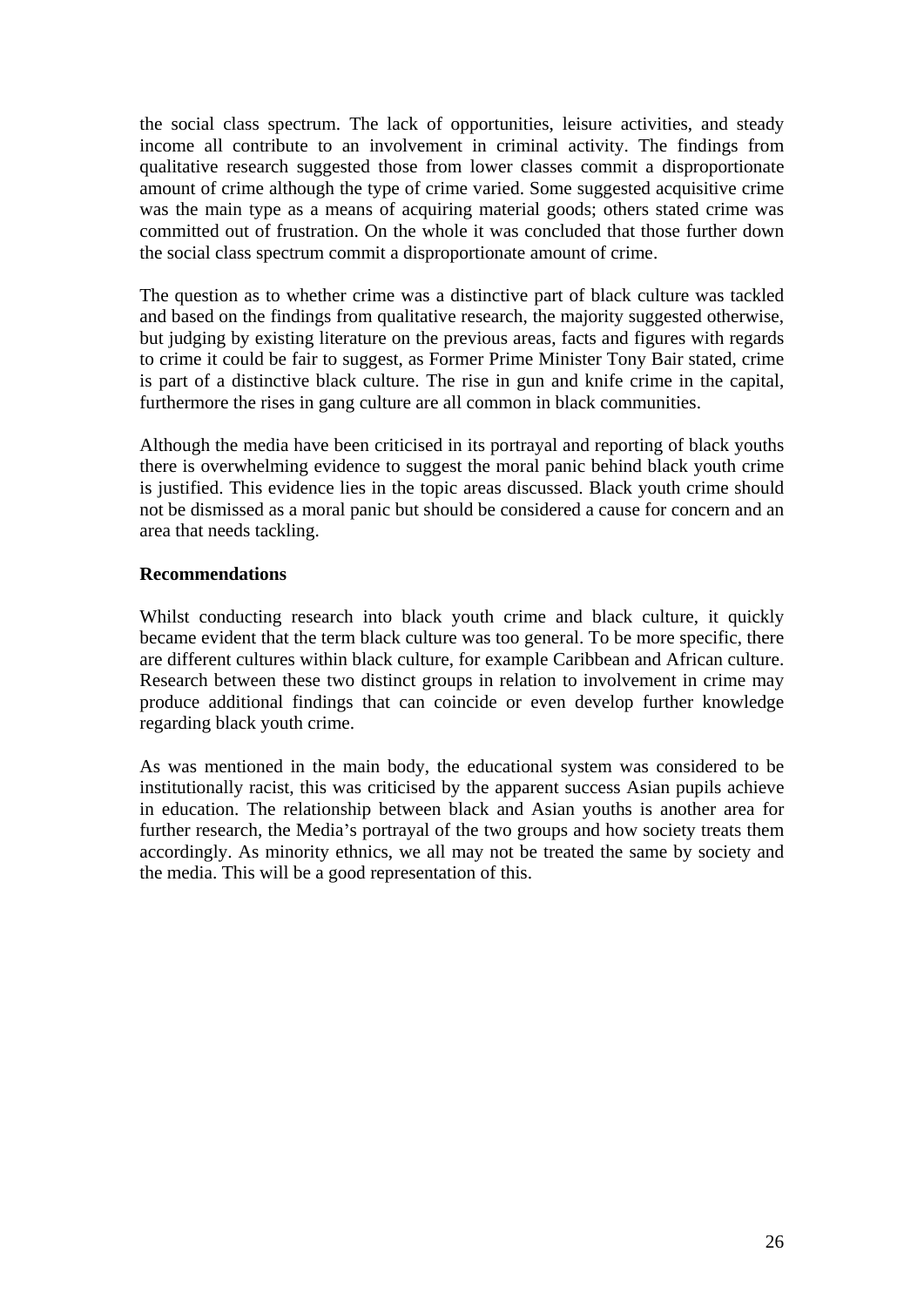the social class spectrum. The lack of opportunities, leisure activities, and steady income all contribute to an involvement in criminal activity. The findings from qualitative research suggested those from lower classes commit a disproportionate amount of crime although the type of crime varied. Some suggested acquisitive crime was the main type as a means of acquiring material goods; others stated crime was committed out of frustration. On the whole it was concluded that those further down the social class spectrum commit a disproportionate amount of crime.

The question as to whether crime was a distinctive part of black culture was tackled and based on the findings from qualitative research, the majority suggested otherwise, but judging by existing literature on the previous areas, facts and figures with regards to crime it could be fair to suggest, as Former Prime Minister Tony Bair stated, crime is part of a distinctive black culture. The rise in gun and knife crime in the capital, furthermore the rises in gang culture are all common in black communities.

Although the media have been criticised in its portrayal and reporting of black youths there is overwhelming evidence to suggest the moral panic behind black youth crime is justified. This evidence lies in the topic areas discussed. Black youth crime should not be dismissed as a moral panic but should be considered a cause for concern and an area that needs tackling.

**Recommendations**

Whilst conducting research into black youth crime and black culture, it quickly became evident that the term black culture was too general. To be more specific, there are different cultures within black culture, for example Caribbean and African culture. Research between these two distinct groups in relation to involvement in crime may produce additional findings that can coincide or even develop further knowledge regarding black youth crime.

As was mentioned in the main body, the educational system was considered to be institutionally racist, this was criticised by the apparent success Asian pupils achieve in education. The relationship between black and Asian youths is another area for further research, the Media's portrayal of the two groups and how society treats them accordingly. As minority ethnics, we all may not be treated the same by society and the media. This will be a good representation of this.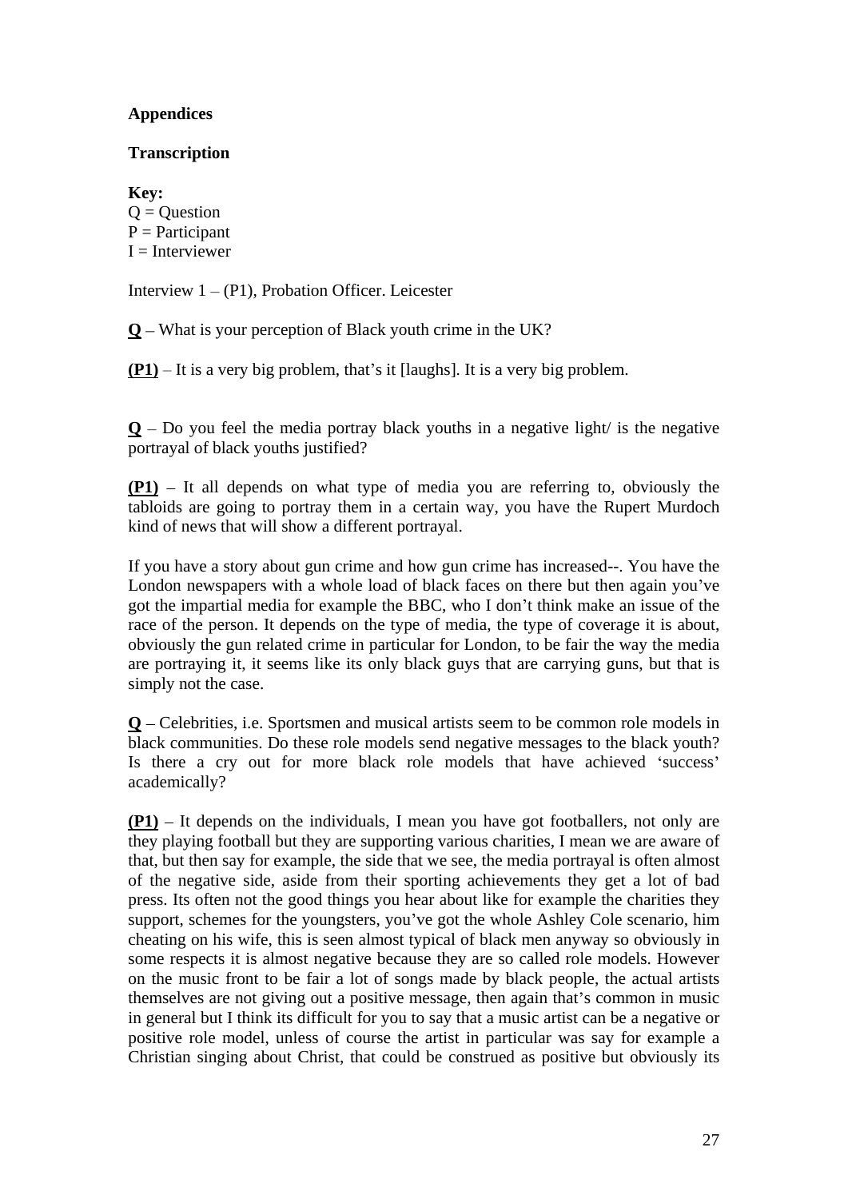**Appendices**

**Transcription**

**Key:**
Q = Question
P = Participant
I = Interviewer

Interview 1 – (P1), Probation Officer. Leicester

**<u>Q</u>** – What is your perception of Black youth crime in the UK?

**<u>(P1)</u>** – It is a very big problem, that's it [laughs]. It is a very big problem.

**<u>Q</u>** – Do you feel the media portray black youths in a negative light/ is the negative portrayal of black youths justified?

**<u>(P1)</u>** – It all depends on what type of media you are referring to, obviously the tabloids are going to portray them in a certain way, you have the Rupert Murdoch kind of news that will show a different portrayal.

If you have a story about gun crime and how gun crime has increased--. You have the London newspapers with a whole load of black faces on there but then again you've got the impartial media for example the BBC, who I don't think make an issue of the race of the person. It depends on the type of media, the type of coverage it is about, obviously the gun related crime in particular for London, to be fair the way the media are portraying it, it seems like its only black guys that are carrying guns, but that is simply not the case.

**<u>Q</u>** – Celebrities, i.e. Sportsmen and musical artists seem to be common role models in black communities. Do these role models send negative messages to the black youth? Is there a cry out for more black role models that have achieved 'success' academically?

**<u>(P1)</u>** – It depends on the individuals, I mean you have got footballers, not only are they playing football but they are supporting various charities, I mean we are aware of that, but then say for example, the side that we see, the media portrayal is often almost of the negative side, aside from their sporting achievements they get a lot of bad press. Its often not the good things you hear about like for example the charities they support, schemes for the youngsters, you've got the whole Ashley Cole scenario, him cheating on his wife, this is seen almost typical of black men anyway so obviously in some respects it is almost negative because they are so called role models. However on the music front to be fair a lot of songs made by black people, the actual artists themselves are not giving out a positive message, then again that's common in music in general but I think its difficult for you to say that a music artist can be a negative or positive role model, unless of course the artist in particular was say for example a Christian singing about Christ, that could be construed as positive but obviously its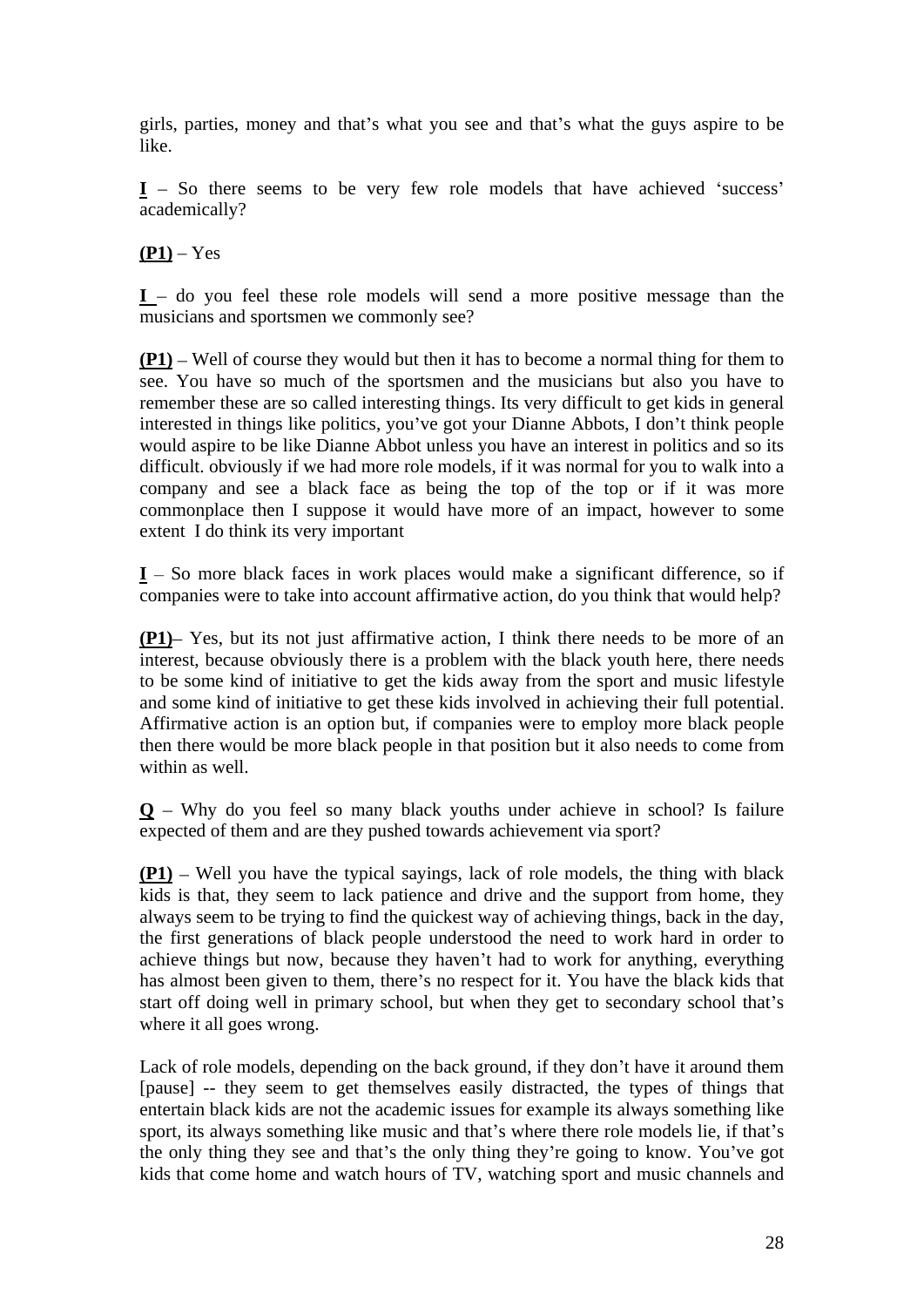girls, parties, money and that's what you see and that's what the guys aspire to be like.

**I** – So there seems to be very few role models that have achieved 'success' academically?

**(P1)** – Yes

**I** – do you feel these role models will send a more positive message than the musicians and sportsmen we commonly see?

**(P1)** – Well of course they would but then it has to become a normal thing for them to see. You have so much of the sportsmen and the musicians but also you have to remember these are so called interesting things. Its very difficult to get kids in general interested in things like politics, you've got your Dianne Abbots, I don't think people would aspire to be like Dianne Abbot unless you have an interest in politics and so its difficult. obviously if we had more role models, if it was normal for you to walk into a company and see a black face as being the top of the top or if it was more commonplace then I suppose it would have more of an impact, however to some extent I do think its very important

**I** – So more black faces in work places would make a significant difference, so if companies were to take into account affirmative action, do you think that would help?

**(P1)**– Yes, but its not just affirmative action, I think there needs to be more of an interest, because obviously there is a problem with the black youth here, there needs to be some kind of initiative to get the kids away from the sport and music lifestyle and some kind of initiative to get these kids involved in achieving their full potential. Affirmative action is an option but, if companies were to employ more black people then there would be more black people in that position but it also needs to come from within as well.

**Q** – Why do you feel so many black youths under achieve in school? Is failure expected of them and are they pushed towards achievement via sport?

**(P1)** – Well you have the typical sayings, lack of role models, the thing with black kids is that, they seem to lack patience and drive and the support from home, they always seem to be trying to find the quickest way of achieving things, back in the day, the first generations of black people understood the need to work hard in order to achieve things but now, because they haven't had to work for anything, everything has almost been given to them, there's no respect for it. You have the black kids that start off doing well in primary school, but when they get to secondary school that's where it all goes wrong.

Lack of role models, depending on the back ground, if they don't have it around them [pause] -- they seem to get themselves easily distracted, the types of things that entertain black kids are not the academic issues for example its always something like sport, its always something like music and that's where there role models lie, if that's the only thing they see and that's the only thing they're going to know. You've got kids that come home and watch hours of TV, watching sport and music channels and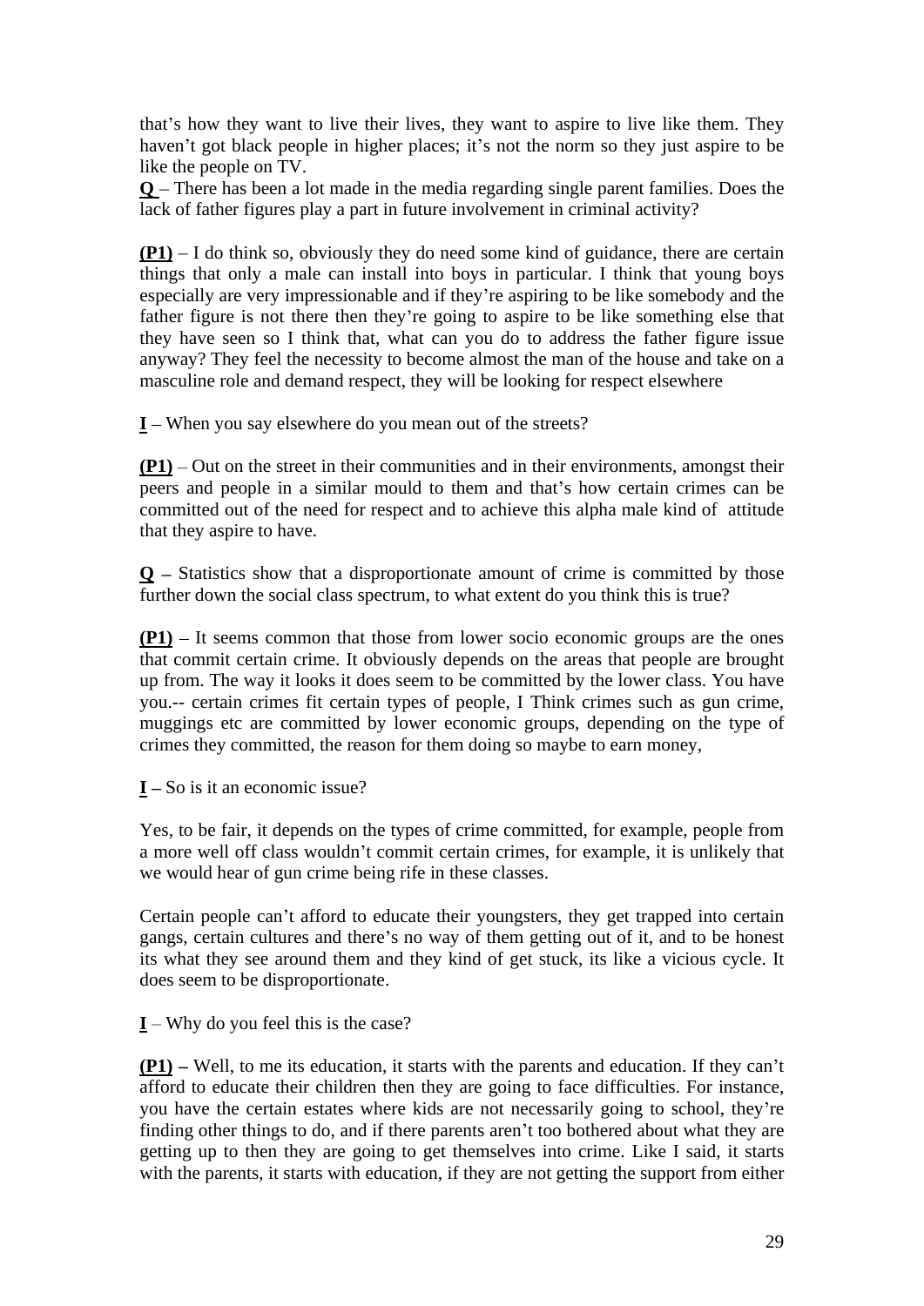that's how they want to live their lives, they want to aspire to live like them. They haven't got black people in higher places; it's not the norm so they just aspire to be like the people on TV.

**Q** – There has been a lot made in the media regarding single parent families. Does the lack of father figures play a part in future involvement in criminal activity?

**(P1)** – I do think so, obviously they do need some kind of guidance, there are certain things that only a male can install into boys in particular. I think that young boys especially are very impressionable and if they're aspiring to be like somebody and the father figure is not there then they're going to aspire to be like something else that they have seen so I think that, what can you do to address the father figure issue anyway? They feel the necessity to become almost the man of the house and take on a masculine role and demand respect, they will be looking for respect elsewhere

**I** – When you say elsewhere do you mean out of the streets?

**(P1)** – Out on the street in their communities and in their environments, amongst their peers and people in a similar mould to them and that's how certain crimes can be committed out of the need for respect and to achieve this alpha male kind of attitude that they aspire to have.

**Q** – Statistics show that a disproportionate amount of crime is committed by those further down the social class spectrum, to what extent do you think this is true?

**(P1)** – It seems common that those from lower socio economic groups are the ones that commit certain crime. It obviously depends on the areas that people are brought up from. The way it looks it does seem to be committed by the lower class. You have you.-- certain crimes fit certain types of people, I Think crimes such as gun crime, muggings etc are committed by lower economic groups, depending on the type of crimes they committed, the reason for them doing so maybe to earn money,

**I** – So is it an economic issue?

Yes, to be fair, it depends on the types of crime committed, for example, people from a more well off class wouldn't commit certain crimes, for example, it is unlikely that we would hear of gun crime being rife in these classes.

Certain people can't afford to educate their youngsters, they get trapped into certain gangs, certain cultures and there's no way of them getting out of it, and to be honest its what they see around them and they kind of get stuck, its like a vicious cycle. It does seem to be disproportionate.

**I** – Why do you feel this is the case?

**(P1)** – Well, to me its education, it starts with the parents and education. If they can't afford to educate their children then they are going to face difficulties. For instance, you have the certain estates where kids are not necessarily going to school, they're finding other things to do, and if there parents aren't too bothered about what they are getting up to then they are going to get themselves into crime. Like I said, it starts with the parents, it starts with education, if they are not getting the support from either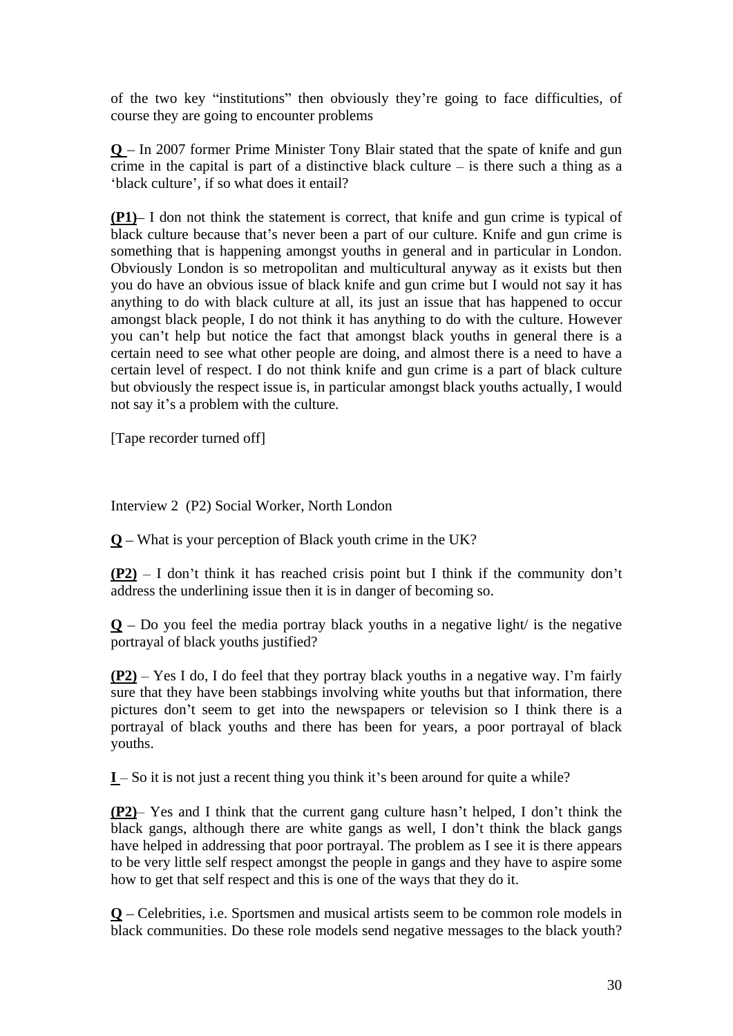of the two key “institutions” then obviously they’re going to face difficulties, of course they are going to encounter problems

**Q** – In 2007 former Prime Minister Tony Blair stated that the spate of knife and gun crime in the capital is part of a distinctive black culture – is there such a thing as a ‘black culture’, if so what does it entail?

**(P1)**– I don not think the statement is correct, that knife and gun crime is typical of black culture because that’s never been a part of our culture. Knife and gun crime is something that is happening amongst youths in general and in particular in London. Obviously London is so metropolitan and multicultural anyway as it exists but then you do have an obvious issue of black knife and gun crime but I would not say it has anything to do with black culture at all, its just an issue that has happened to occur amongst black people, I do not think it has anything to do with the culture. However you can’t help but notice the fact that amongst black youths in general there is a certain need to see what other people are doing, and almost there is a need to have a certain level of respect. I do not think knife and gun crime is a part of black culture but obviously the respect issue is, in particular amongst black youths actually, I would not say it’s a problem with the culture.

[Tape recorder turned off]

Interview 2 (P2) Social Worker, North London

**Q** – What is your perception of Black youth crime in the UK?

**(P2)** – I don’t think it has reached crisis point but I think if the community don’t address the underlining issue then it is in danger of becoming so.

**Q** – Do you feel the media portray black youths in a negative light/ is the negative portrayal of black youths justified?

**(P2)** – Yes I do, I do feel that they portray black youths in a negative way. I’m fairly sure that they have been stabbings involving white youths but that information, there pictures don’t seem to get into the newspapers or television so I think there is a portrayal of black youths and there has been for years, a poor portrayal of black youths.

**I** – So it is not just a recent thing you think it’s been around for quite a while?

**(P2)**– Yes and I think that the current gang culture hasn’t helped, I don’t think the black gangs, although there are white gangs as well, I don’t think the black gangs have helped in addressing that poor portrayal. The problem as I see it is there appears to be very little self respect amongst the people in gangs and they have to aspire some how to get that self respect and this is one of the ways that they do it.

**Q** – Celebrities, i.e. Sportsmen and musical artists seem to be common role models in black communities. Do these role models send negative messages to the black youth?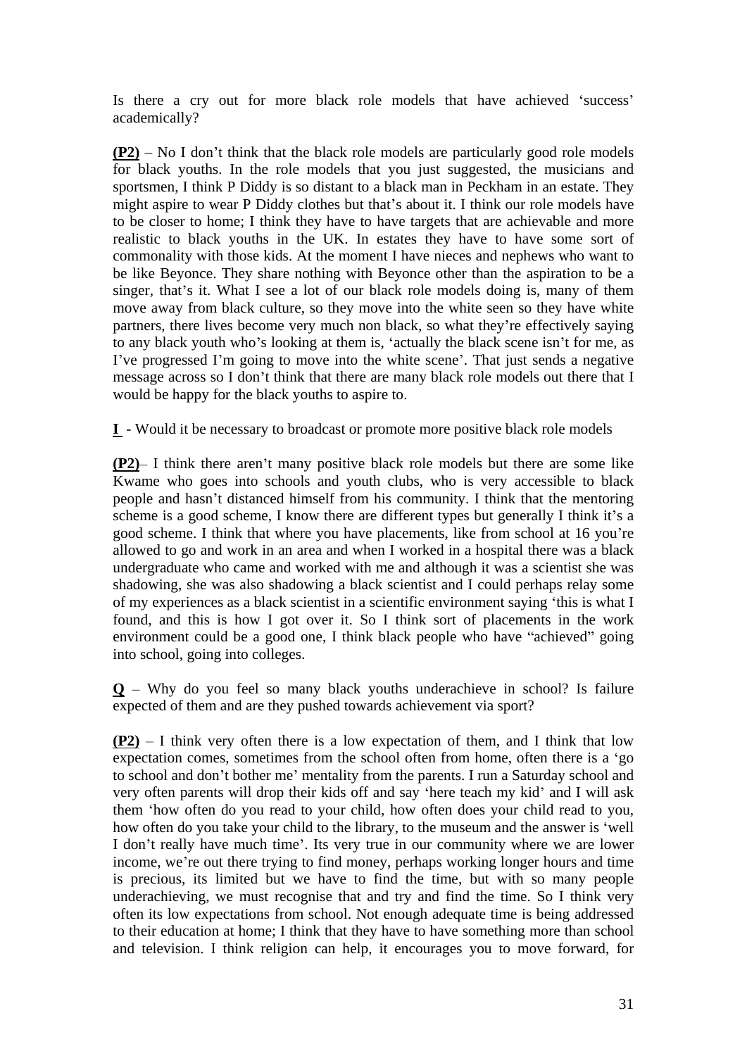Is there a cry out for more black role models that have achieved 'success' academically?

**(P2)** – No I don't think that the black role models are particularly good role models for black youths. In the role models that you just suggested, the musicians and sportsmen, I think P Diddy is so distant to a black man in Peckham in an estate. They might aspire to wear P Diddy clothes but that's about it. I think our role models have to be closer to home; I think they have to have targets that are achievable and more realistic to black youths in the UK. In estates they have to have some sort of commonality with those kids. At the moment I have nieces and nephews who want to be like Beyonce. They share nothing with Beyonce other than the aspiration to be a singer, that's it. What I see a lot of our black role models doing is, many of them move away from black culture, so they move into the white seen so they have white partners, there lives become very much non black, so what they're effectively saying to any black youth who's looking at them is, 'actually the black scene isn't for me, as I've progressed I'm going to move into the white scene'. That just sends a negative message across so I don't think that there are many black role models out there that I would be happy for the black youths to aspire to.

**I** - Would it be necessary to broadcast or promote more positive black role models

**(P2)**– I think there aren't many positive black role models but there are some like Kwame who goes into schools and youth clubs, who is very accessible to black people and hasn't distanced himself from his community. I think that the mentoring scheme is a good scheme, I know there are different types but generally I think it's a good scheme. I think that where you have placements, like from school at 16 you're allowed to go and work in an area and when I worked in a hospital there was a black undergraduate who came and worked with me and although it was a scientist she was shadowing, she was also shadowing a black scientist and I could perhaps relay some of my experiences as a black scientist in a scientific environment saying 'this is what I found, and this is how I got over it. So I think sort of placements in the work environment could be a good one, I think black people who have "achieved" going into school, going into colleges.

**Q** – Why do you feel so many black youths underachieve in school? Is failure expected of them and are they pushed towards achievement via sport?

**(P2)** – I think very often there is a low expectation of them, and I think that low expectation comes, sometimes from the school often from home, often there is a 'go to school and don't bother me' mentality from the parents. I run a Saturday school and very often parents will drop their kids off and say 'here teach my kid' and I will ask them 'how often do you read to your child, how often does your child read to you, how often do you take your child to the library, to the museum and the answer is 'well I don't really have much time'. Its very true in our community where we are lower income, we're out there trying to find money, perhaps working longer hours and time is precious, its limited but we have to find the time, but with so many people underachieving, we must recognise that and try and find the time. So I think very often its low expectations from school. Not enough adequate time is being addressed to their education at home; I think that they have to have something more than school and television. I think religion can help, it encourages you to move forward, for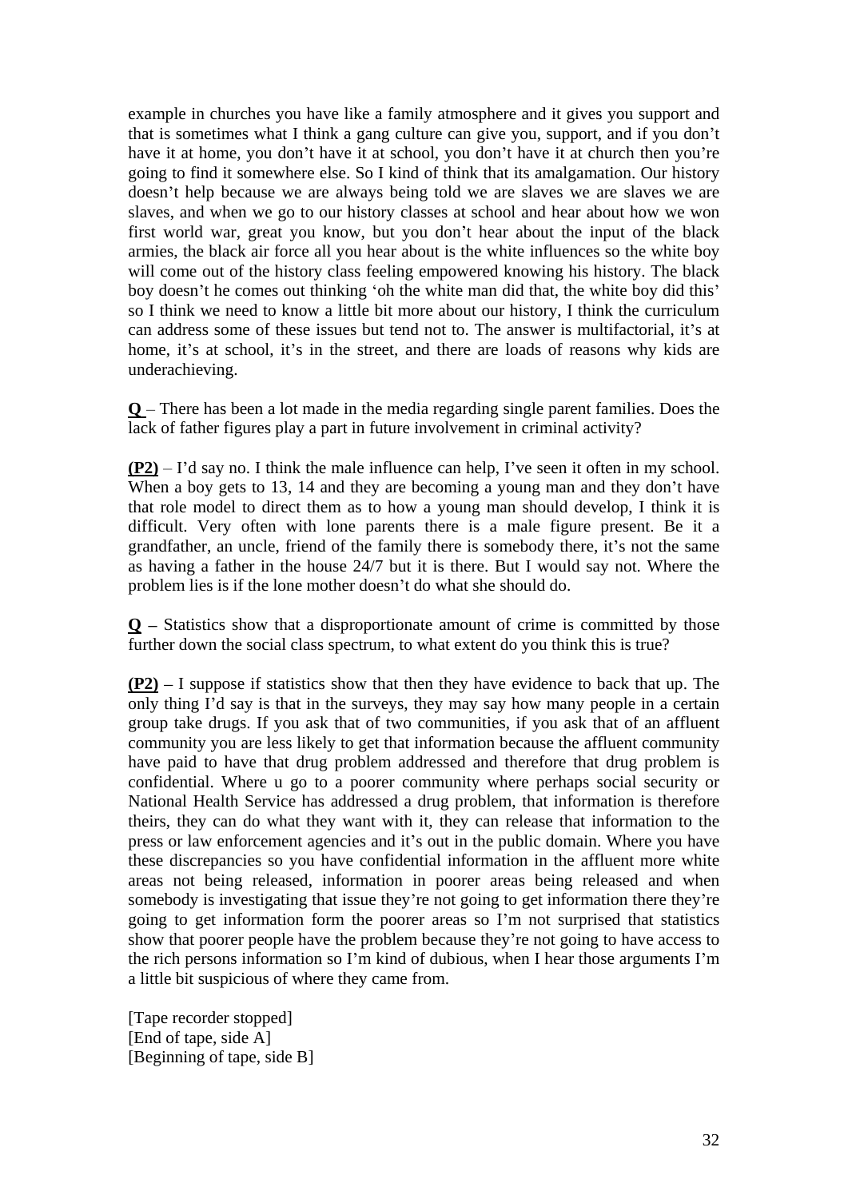example in churches you have like a family atmosphere and it gives you support and that is sometimes what I think a gang culture can give you, support, and if you don't have it at home, you don't have it at school, you don't have it at church then you're going to find it somewhere else. So I kind of think that its amalgamation. Our history doesn't help because we are always being told we are slaves we are slaves we are slaves, and when we go to our history classes at school and hear about how we won first world war, great you know, but you don't hear about the input of the black armies, the black air force all you hear about is the white influences so the white boy will come out of the history class feeling empowered knowing his history. The black boy doesn't he comes out thinking 'oh the white man did that, the white boy did this' so I think we need to know a little bit more about our history, I think the curriculum can address some of these issues but tend not to. The answer is multifactorial, it's at home, it's at school, it's in the street, and there are loads of reasons why kids are underachieving.

**Q** – There has been a lot made in the media regarding single parent families. Does the lack of father figures play a part in future involvement in criminal activity?

**(P2)** – I'd say no. I think the male influence can help, I've seen it often in my school. When a boy gets to 13, 14 and they are becoming a young man and they don't have that role model to direct them as to how a young man should develop, I think it is difficult. Very often with lone parents there is a male figure present. Be it a grandfather, an uncle, friend of the family there is somebody there, it's not the same as having a father in the house 24/7 but it is there. But I would say not. Where the problem lies is if the lone mother doesn't do what she should do.

**Q** – Statistics show that a disproportionate amount of crime is committed by those further down the social class spectrum, to what extent do you think this is true?

**(P2)** – I suppose if statistics show that then they have evidence to back that up. The only thing I'd say is that in the surveys, they may say how many people in a certain group take drugs. If you ask that of two communities, if you ask that of an affluent community you are less likely to get that information because the affluent community have paid to have that drug problem addressed and therefore that drug problem is confidential. Where u go to a poorer community where perhaps social security or National Health Service has addressed a drug problem, that information is therefore theirs, they can do what they want with it, they can release that information to the press or law enforcement agencies and it's out in the public domain. Where you have these discrepancies so you have confidential information in the affluent more white areas not being released, information in poorer areas being released and when somebody is investigating that issue they're not going to get information there they're going to get information form the poorer areas so I'm not surprised that statistics show that poorer people have the problem because they're not going to have access to the rich persons information so I'm kind of dubious, when I hear those arguments I'm a little bit suspicious of where they came from.

[Tape recorder stopped]
[End of tape, side A]
[Beginning of tape, side B]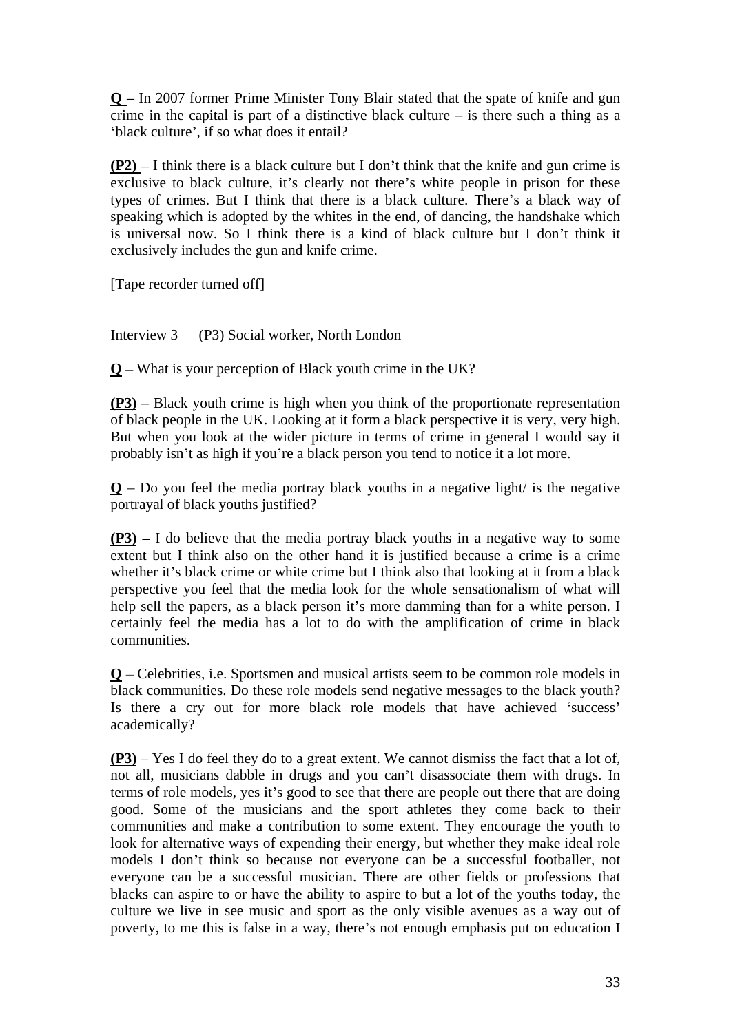**Q –** In 2007 former Prime Minister Tony Blair stated that the spate of knife and gun crime in the capital is part of a distinctive black culture – is there such a thing as a 'black culture', if so what does it entail?

**(P2)** – I think there is a black culture but I don't think that the knife and gun crime is exclusive to black culture, it's clearly not there's white people in prison for these types of crimes. But I think that there is a black culture. There's a black way of speaking which is adopted by the whites in the end, of dancing, the handshake which is universal now. So I think there is a kind of black culture but I don't think it exclusively includes the gun and knife crime.

[Tape recorder turned off]

Interview 3 (P3) Social worker, North London

**Q** – What is your perception of Black youth crime in the UK?

**(P3)** – Black youth crime is high when you think of the proportionate representation of black people in the UK. Looking at it form a black perspective it is very, very high. But when you look at the wider picture in terms of crime in general I would say it probably isn't as high if you're a black person you tend to notice it a lot more.

**Q** – Do you feel the media portray black youths in a negative light/ is the negative portrayal of black youths justified?

**(P3)** – I do believe that the media portray black youths in a negative way to some extent but I think also on the other hand it is justified because a crime is a crime whether it's black crime or white crime but I think also that looking at it from a black perspective you feel that the media look for the whole sensationalism of what will help sell the papers, as a black person it's more damming than for a white person. I certainly feel the media has a lot to do with the amplification of crime in black communities.

**Q** – Celebrities, i.e. Sportsmen and musical artists seem to be common role models in black communities. Do these role models send negative messages to the black youth? Is there a cry out for more black role models that have achieved 'success' academically?

**(P3)** – Yes I do feel they do to a great extent. We cannot dismiss the fact that a lot of, not all, musicians dabble in drugs and you can't disassociate them with drugs. In terms of role models, yes it's good to see that there are people out there that are doing good. Some of the musicians and the sport athletes they come back to their communities and make a contribution to some extent. They encourage the youth to look for alternative ways of expending their energy, but whether they make ideal role models I don't think so because not everyone can be a successful footballer, not everyone can be a successful musician. There are other fields or professions that blacks can aspire to or have the ability to aspire to but a lot of the youths today, the culture we live in see music and sport as the only visible avenues as a way out of poverty, to me this is false in a way, there's not enough emphasis put on education I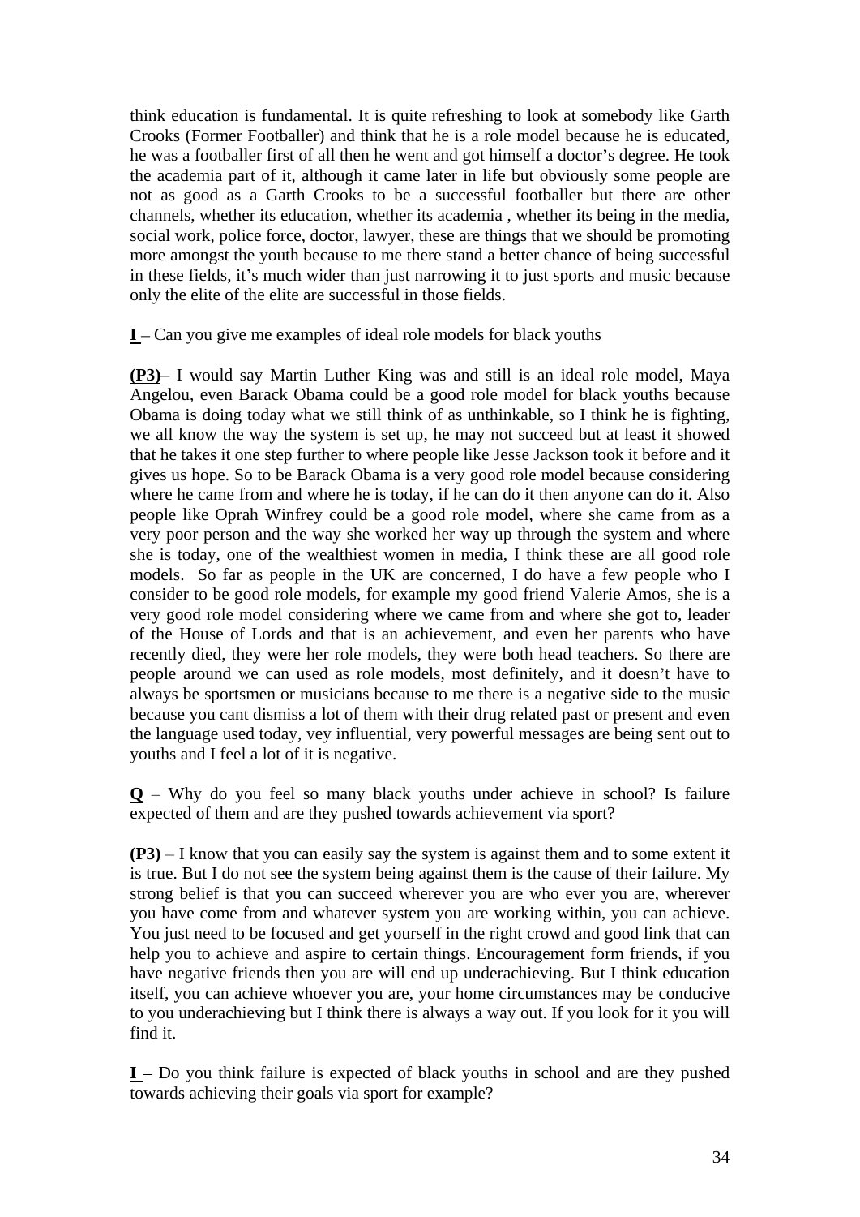think education is fundamental. It is quite refreshing to look at somebody like Garth Crooks (Former Footballer) and think that he is a role model because he is educated, he was a footballer first of all then he went and got himself a doctor's degree. He took the academia part of it, although it came later in life but obviously some people are not as good as a Garth Crooks to be a successful footballer but there are other channels, whether its education, whether its academia , whether its being in the media, social work, police force, doctor, lawyer, these are things that we should be promoting more amongst the youth because to me there stand a better chance of being successful in these fields, it's much wider than just narrowing it to just sports and music because only the elite of the elite are successful in those fields.

**I** – Can you give me examples of ideal role models for black youths

**(P3)**– I would say Martin Luther King was and still is an ideal role model, Maya Angelou, even Barack Obama could be a good role model for black youths because Obama is doing today what we still think of as unthinkable, so I think he is fighting, we all know the way the system is set up, he may not succeed but at least it showed that he takes it one step further to where people like Jesse Jackson took it before and it gives us hope. So to be Barack Obama is a very good role model because considering where he came from and where he is today, if he can do it then anyone can do it. Also people like Oprah Winfrey could be a good role model, where she came from as a very poor person and the way she worked her way up through the system and where she is today, one of the wealthiest women in media, I think these are all good role models. So far as people in the UK are concerned, I do have a few people who I consider to be good role models, for example my good friend Valerie Amos, she is a very good role model considering where we came from and where she got to, leader of the House of Lords and that is an achievement, and even her parents who have recently died, they were her role models, they were both head teachers. So there are people around we can used as role models, most definitely, and it doesn't have to always be sportsmen or musicians because to me there is a negative side to the music because you cant dismiss a lot of them with their drug related past or present and even the language used today, vey influential, very powerful messages are being sent out to youths and I feel a lot of it is negative.

**Q** – Why do you feel so many black youths under achieve in school? Is failure expected of them and are they pushed towards achievement via sport?

**(P3)** – I know that you can easily say the system is against them and to some extent it is true. But I do not see the system being against them is the cause of their failure. My strong belief is that you can succeed wherever you are who ever you are, wherever you have come from and whatever system you are working within, you can achieve. You just need to be focused and get yourself in the right crowd and good link that can help you to achieve and aspire to certain things. Encouragement form friends, if you have negative friends then you are will end up underachieving. But I think education itself, you can achieve whoever you are, your home circumstances may be conducive to you underachieving but I think there is always a way out. If you look for it you will find it.

**I** – Do you think failure is expected of black youths in school and are they pushed towards achieving their goals via sport for example?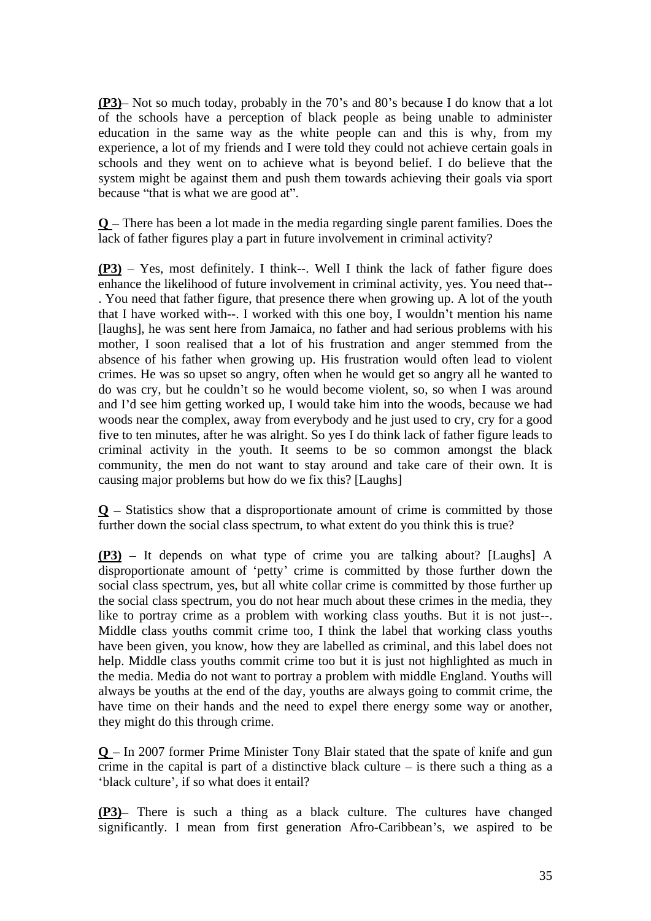**(P3)**– Not so much today, probably in the 70's and 80's because I do know that a lot of the schools have a perception of black people as being unable to administer education in the same way as the white people can and this is why, from my experience, a lot of my friends and I were told they could not achieve certain goals in schools and they went on to achieve what is beyond belief. I do believe that the system might be against them and push them towards achieving their goals via sport because "that is what we are good at".

**Q** – There has been a lot made in the media regarding single parent families. Does the lack of father figures play a part in future involvement in criminal activity?

**(P3)** – Yes, most definitely. I think--. Well I think the lack of father figure does enhance the likelihood of future involvement in criminal activity, yes. You need that--. You need that father figure, that presence there when growing up. A lot of the youth that I have worked with--. I worked with this one boy, I wouldn't mention his name [laughs], he was sent here from Jamaica, no father and had serious problems with his mother, I soon realised that a lot of his frustration and anger stemmed from the absence of his father when growing up. His frustration would often lead to violent crimes. He was so upset so angry, often when he would get so angry all he wanted to do was cry, but he couldn't so he would become violent, so, so when I was around and I'd see him getting worked up, I would take him into the woods, because we had woods near the complex, away from everybody and he just used to cry, cry for a good five to ten minutes, after he was alright. So yes I do think lack of father figure leads to criminal activity in the youth. It seems to be so common amongst the black community, the men do not want to stay around and take care of their own. It is causing major problems but how do we fix this? [Laughs]

**Q –** Statistics show that a disproportionate amount of crime is committed by those further down the social class spectrum, to what extent do you think this is true?

**(P3)** – It depends on what type of crime you are talking about? [Laughs] A disproportionate amount of 'petty' crime is committed by those further down the social class spectrum, yes, but all white collar crime is committed by those further up the social class spectrum, you do not hear much about these crimes in the media, they like to portray crime as a problem with working class youths. But it is not just--. Middle class youths commit crime too, I think the label that working class youths have been given, you know, how they are labelled as criminal, and this label does not help. Middle class youths commit crime too but it is just not highlighted as much in the media. Media do not want to portray a problem with middle England. Youths will always be youths at the end of the day, youths are always going to commit crime, the have time on their hands and the need to expel there energy some way or another, they might do this through crime.

**Q** – In 2007 former Prime Minister Tony Blair stated that the spate of knife and gun crime in the capital is part of a distinctive black culture – is there such a thing as a 'black culture', if so what does it entail?

**(P3)**– There is such a thing as a black culture. The cultures have changed significantly. I mean from first generation Afro-Caribbean's, we aspired to be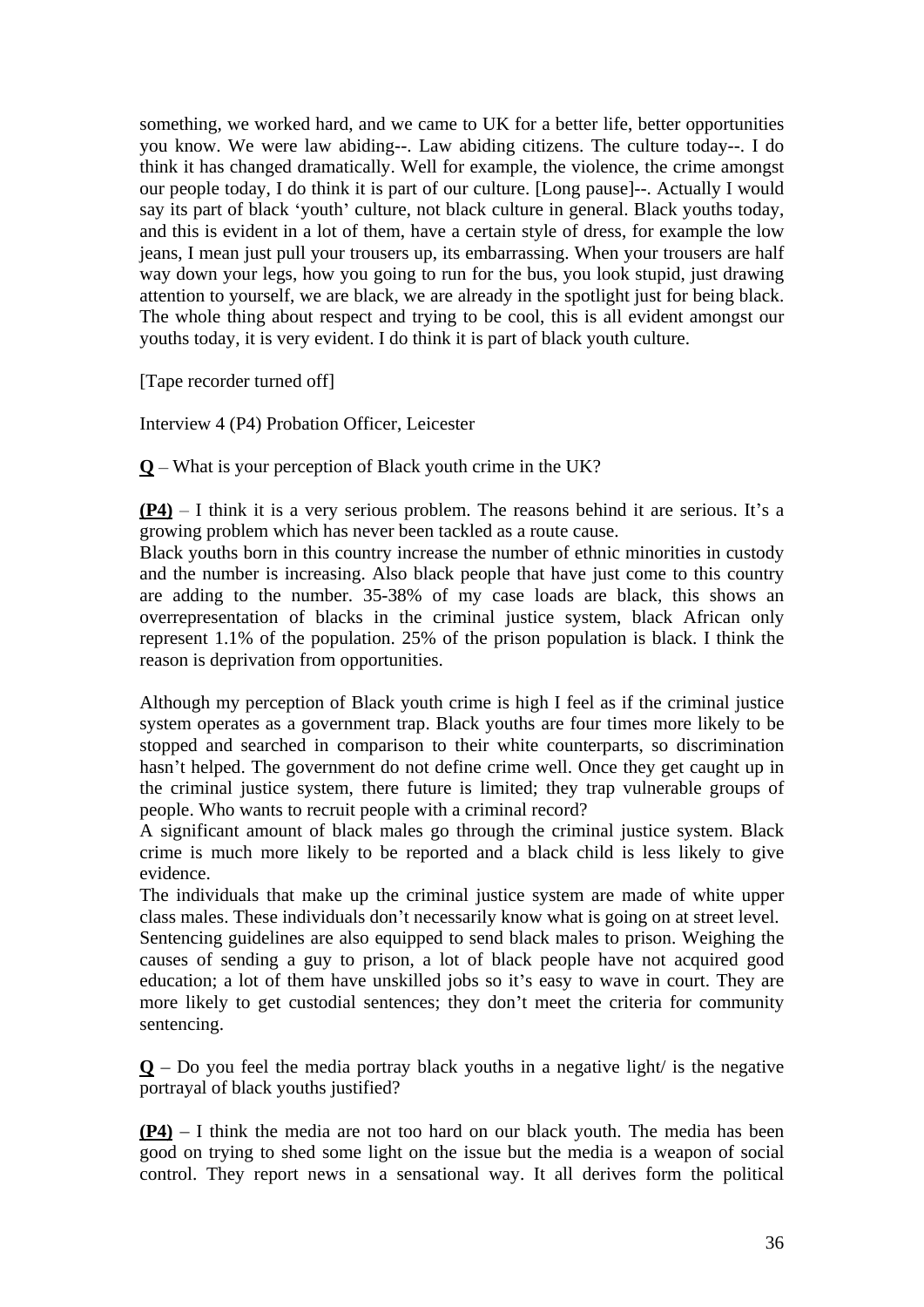something, we worked hard, and we came to UK for a better life, better opportunities you know. We were law abiding--. Law abiding citizens. The culture today--. I do think it has changed dramatically. Well for example, the violence, the crime amongst our people today, I do think it is part of our culture. [Long pause]--. Actually I would say its part of black 'youth' culture, not black culture in general. Black youths today, and this is evident in a lot of them, have a certain style of dress, for example the low jeans, I mean just pull your trousers up, its embarrassing. When your trousers are half way down your legs, how you going to run for the bus, you look stupid, just drawing attention to yourself, we are black, we are already in the spotlight just for being black. The whole thing about respect and trying to be cool, this is all evident amongst our youths today, it is very evident. I do think it is part of black youth culture.

[Tape recorder turned off]

Interview 4 (P4) Probation Officer, Leicester

**Q** – What is your perception of Black youth crime in the UK?

**(P4)** – I think it is a very serious problem. The reasons behind it are serious. It's a growing problem which has never been tackled as a route cause.
Black youths born in this country increase the number of ethnic minorities in custody and the number is increasing. Also black people that have just come to this country are adding to the number. 35-38% of my case loads are black, this shows an overrepresentation of blacks in the criminal justice system, black African only represent 1.1% of the population. 25% of the prison population is black. I think the reason is deprivation from opportunities.

Although my perception of Black youth crime is high I feel as if the criminal justice system operates as a government trap. Black youths are four times more likely to be stopped and searched in comparison to their white counterparts, so discrimination hasn't helped. The government do not define crime well. Once they get caught up in the criminal justice system, there future is limited; they trap vulnerable groups of people. Who wants to recruit people with a criminal record?
A significant amount of black males go through the criminal justice system. Black crime is much more likely to be reported and a black child is less likely to give evidence.
The individuals that make up the criminal justice system are made of white upper class males. These individuals don't necessarily know what is going on at street level.
Sentencing guidelines are also equipped to send black males to prison. Weighing the causes of sending a guy to prison, a lot of black people have not acquired good education; a lot of them have unskilled jobs so it's easy to wave in court. They are more likely to get custodial sentences; they don't meet the criteria for community sentencing.

**Q** – Do you feel the media portray black youths in a negative light/ is the negative portrayal of black youths justified?

**(P4)** – I think the media are not too hard on our black youth. The media has been good on trying to shed some light on the issue but the media is a weapon of social control. They report news in a sensational way. It all derives form the political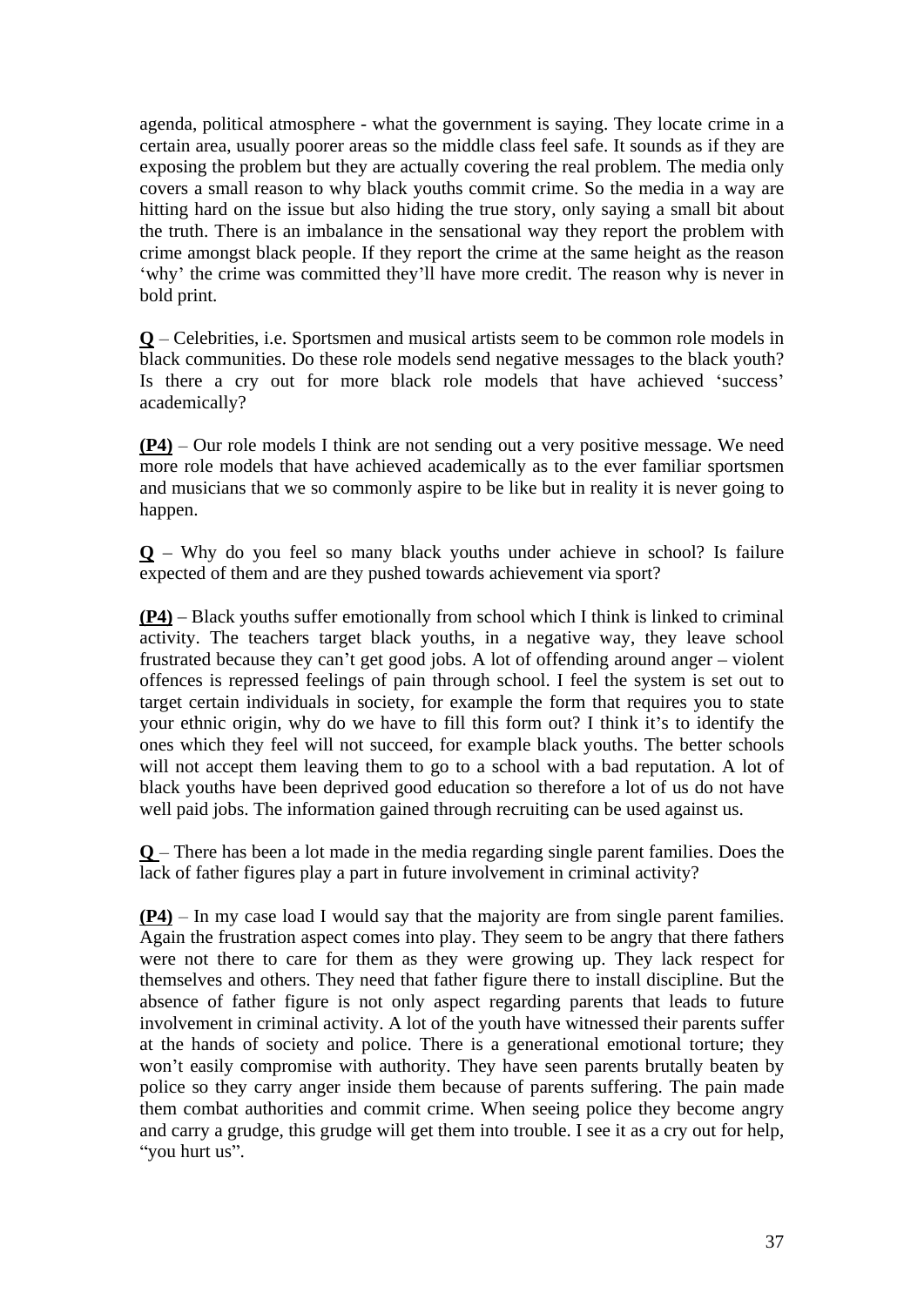agenda, political atmosphere - what the government is saying. They locate crime in a certain area, usually poorer areas so the middle class feel safe. It sounds as if they are exposing the problem but they are actually covering the real problem. The media only covers a small reason to why black youths commit crime. So the media in a way are hitting hard on the issue but also hiding the true story, only saying a small bit about the truth. There is an imbalance in the sensational way they report the problem with crime amongst black people. If they report the crime at the same height as the reason 'why' the crime was committed they'll have more credit. The reason why is never in bold print.

**Q** – Celebrities, i.e. Sportsmen and musical artists seem to be common role models in black communities. Do these role models send negative messages to the black youth? Is there a cry out for more black role models that have achieved 'success' academically?

**(P4)** – Our role models I think are not sending out a very positive message. We need more role models that have achieved academically as to the ever familiar sportsmen and musicians that we so commonly aspire to be like but in reality it is never going to happen.

**Q** – Why do you feel so many black youths under achieve in school? Is failure expected of them and are they pushed towards achievement via sport?

**(P4)** – Black youths suffer emotionally from school which I think is linked to criminal activity. The teachers target black youths, in a negative way, they leave school frustrated because they can't get good jobs. A lot of offending around anger – violent offences is repressed feelings of pain through school. I feel the system is set out to target certain individuals in society, for example the form that requires you to state your ethnic origin, why do we have to fill this form out? I think it's to identify the ones which they feel will not succeed, for example black youths. The better schools will not accept them leaving them to go to a school with a bad reputation. A lot of black youths have been deprived good education so therefore a lot of us do not have well paid jobs. The information gained through recruiting can be used against us.

**Q** – There has been a lot made in the media regarding single parent families. Does the lack of father figures play a part in future involvement in criminal activity?

**(P4)** – In my case load I would say that the majority are from single parent families. Again the frustration aspect comes into play. They seem to be angry that there fathers were not there to care for them as they were growing up. They lack respect for themselves and others. They need that father figure there to install discipline. But the absence of father figure is not only aspect regarding parents that leads to future involvement in criminal activity. A lot of the youth have witnessed their parents suffer at the hands of society and police. There is a generational emotional torture; they won't easily compromise with authority. They have seen parents brutally beaten by police so they carry anger inside them because of parents suffering. The pain made them combat authorities and commit crime. When seeing police they become angry and carry a grudge, this grudge will get them into trouble. I see it as a cry out for help, "you hurt us".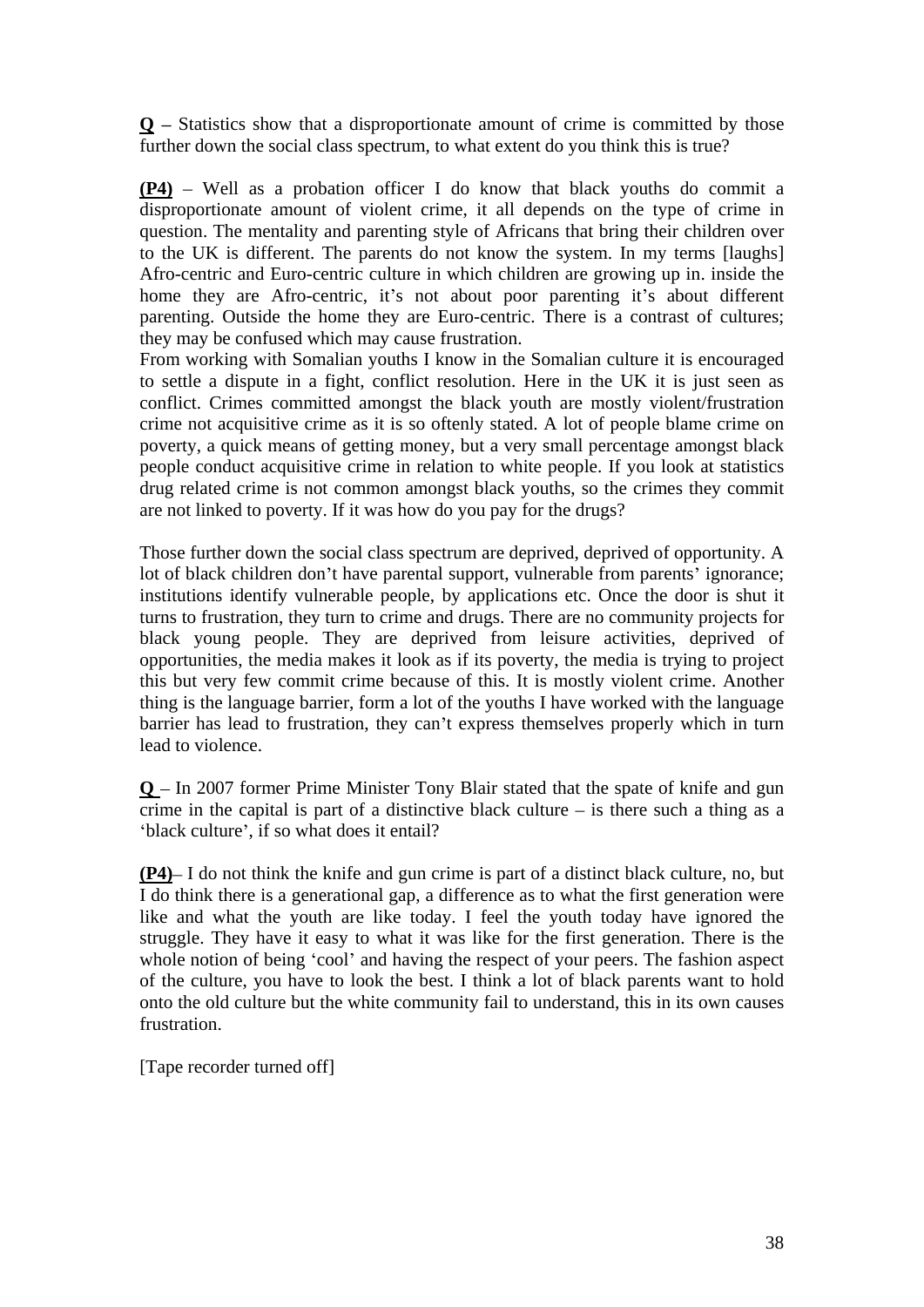**Q** – Statistics show that a disproportionate amount of crime is committed by those further down the social class spectrum, to what extent do you think this is true?

**(P4)** – Well as a probation officer I do know that black youths do commit a disproportionate amount of violent crime, it all depends on the type of crime in question. The mentality and parenting style of Africans that bring their children over to the UK is different. The parents do not know the system. In my terms [laughs] Afro-centric and Euro-centric culture in which children are growing up in. inside the home they are Afro-centric, it's not about poor parenting it's about different parenting. Outside the home they are Euro-centric. There is a contrast of cultures; they may be confused which may cause frustration.
From working with Somalian youths I know in the Somalian culture it is encouraged to settle a dispute in a fight, conflict resolution. Here in the UK it is just seen as conflict. Crimes committed amongst the black youth are mostly violent/frustration crime not acquisitive crime as it is so oftenly stated. A lot of people blame crime on poverty, a quick means of getting money, but a very small percentage amongst black people conduct acquisitive crime in relation to white people. If you look at statistics drug related crime is not common amongst black youths, so the crimes they commit are not linked to poverty. If it was how do you pay for the drugs?

Those further down the social class spectrum are deprived, deprived of opportunity. A lot of black children don't have parental support, vulnerable from parents' ignorance; institutions identify vulnerable people, by applications etc. Once the door is shut it turns to frustration, they turn to crime and drugs. There are no community projects for black young people. They are deprived from leisure activities, deprived of opportunities, the media makes it look as if its poverty, the media is trying to project this but very few commit crime because of this. It is mostly violent crime. Another thing is the language barrier, form a lot of the youths I have worked with the language barrier has lead to frustration, they can't express themselves properly which in turn lead to violence.

**Q** – In 2007 former Prime Minister Tony Blair stated that the spate of knife and gun crime in the capital is part of a distinctive black culture – is there such a thing as a 'black culture', if so what does it entail?

**(P4)**– I do not think the knife and gun crime is part of a distinct black culture, no, but I do think there is a generational gap, a difference as to what the first generation were like and what the youth are like today. I feel the youth today have ignored the struggle. They have it easy to what it was like for the first generation. There is the whole notion of being 'cool' and having the respect of your peers. The fashion aspect of the culture, you have to look the best. I think a lot of black parents want to hold onto the old culture but the white community fail to understand, this in its own causes frustration.

[Tape recorder turned off]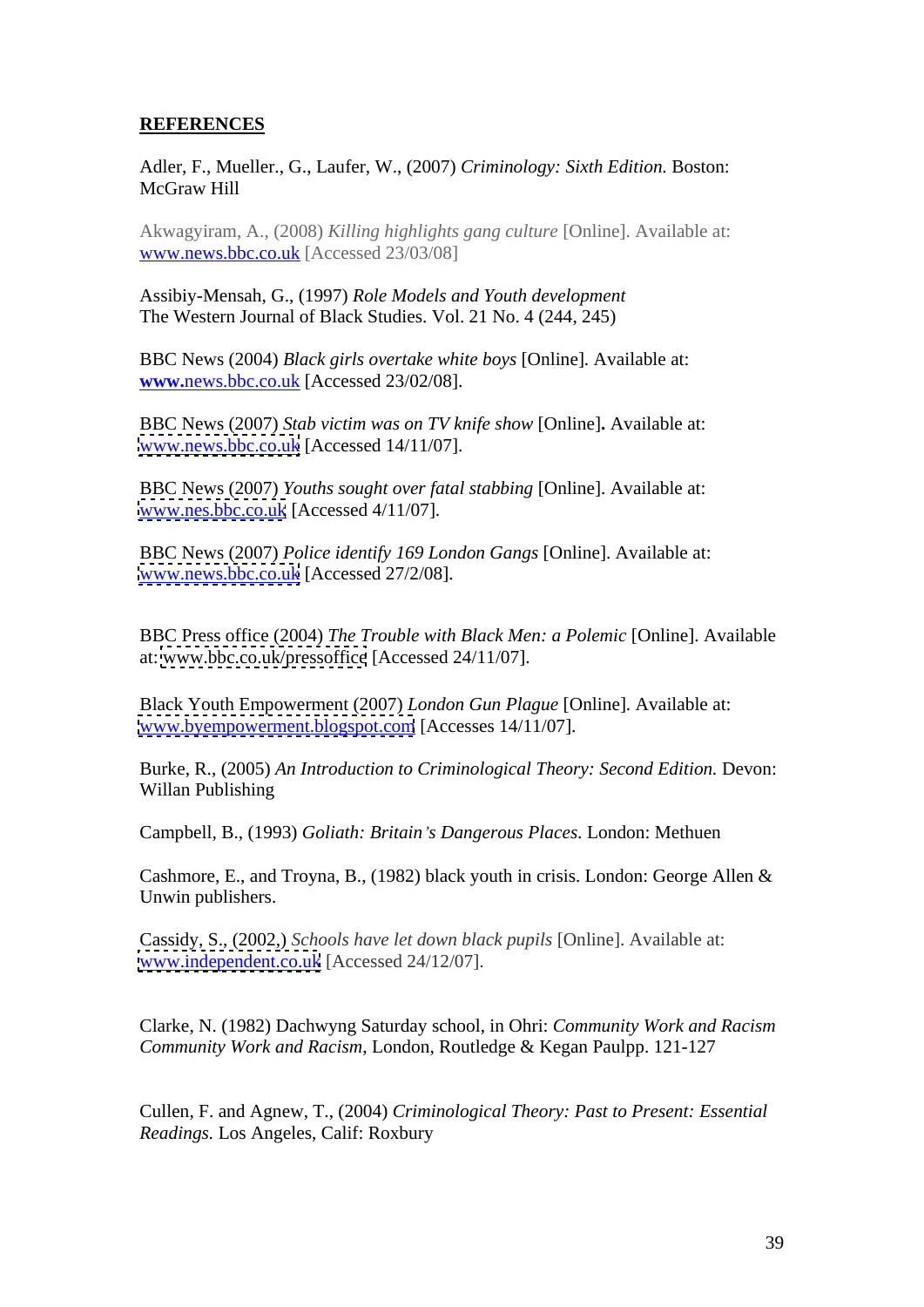**REFERENCES**

Adler, F., Mueller., G., Laufer, W., (2007) *Criminology: Sixth Edition.* Boston: McGraw Hill

Akwagyiram, A., (2008) *Killing highlights gang culture* [Online]. Available at: www.news.bbc.co.uk [Accessed 23/03/08]

Assibiy-Mensah, G., (1997) *Role Models and Youth development* The Western Journal of Black Studies. Vol. 21 No. 4 (244, 245)

BBC News (2004) *Black girls overtake white boys* [Online]. Available at: **www.**news.bbc.co.uk [Accessed 23/02/08].

BBC News (2007) *Stab victim was on TV knife show* [Online]**.** Available at: www.news.bbc.co.uk [Accessed 14/11/07].

BBC News (2007) *Youths sought over fatal stabbing* [Online]. Available at: www.nes.bbc.co.uk [Accessed 4/11/07].

BBC News (2007) *Police identify 169 London Gangs* [Online]. Available at: www.news.bbc.co.uk [Accessed 27/2/08].

BBC Press office (2004) *The Trouble with Black Men: a Polemic* [Online]. Available at: www.bbc.co.uk/pressoffice [Accessed 24/11/07].

Black Youth Empowerment (2007) *London Gun Plague* [Online]. Available at: www.byempowerment.blogspot.com [Accesses 14/11/07].

Burke, R., (2005) *An Introduction to Criminological Theory: Second Edition.* Devon: Willan Publishing

Campbell, B., (1993) *Goliath: Britain's Dangerous Places.* London: Methuen

Cashmore, E., and Troyna, B., (1982) black youth in crisis. London: George Allen & Unwin publishers.

Cassidy, S., (2002,) *Schools have let down black pupils* [Online]. Available at: www.independent.co.uk [Accessed 24/12/07].

Clarke, N. (1982) Dachwyng Saturday school, in Ohri: *Community Work and Racism Community Work and Racism*, London, Routledge & Kegan Paulpp. 121-127

Cullen, F. and Agnew, T., (2004) *Criminological Theory: Past to Present: Essential Readings.* Los Angeles, Calif: Roxbury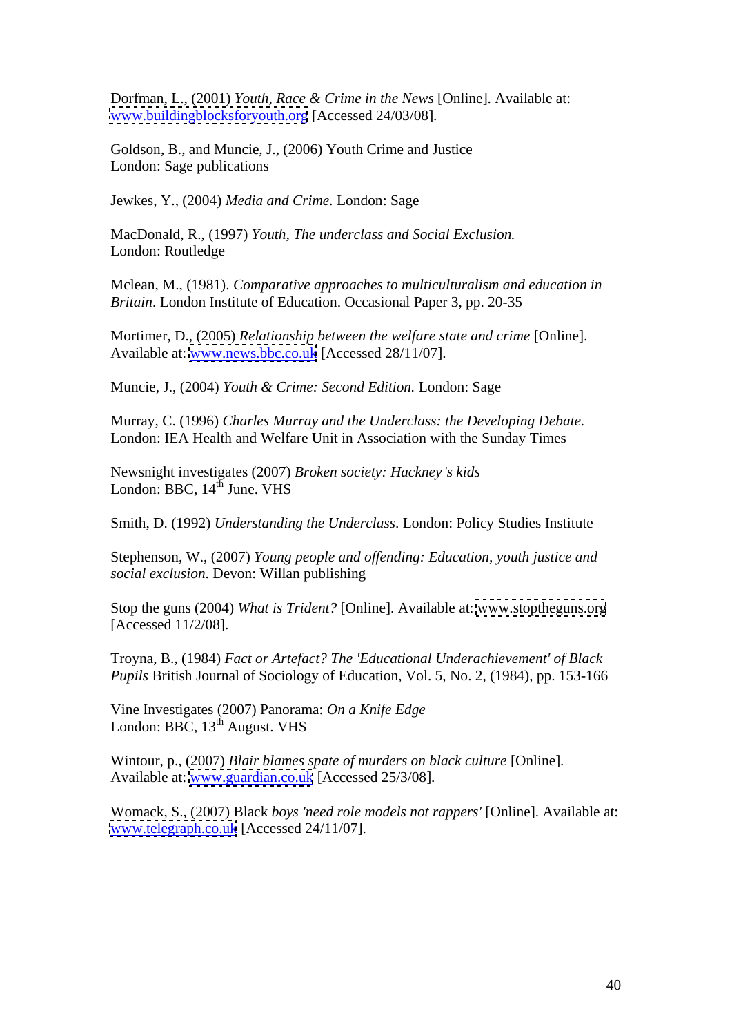Dorfman, L., (2001) *Youth, Race & Crime in the News* [Online]. Available at: www.buildingblocksforyouth.org [Accessed 24/03/08].

Goldson, B., and Muncie, J., (2006) Youth Crime and Justice London: Sage publications

Jewkes, Y., (2004) *Media and Crime*. London: Sage

MacDonald, R., (1997) *Youth, The underclass and Social Exclusion.* London: Routledge

Mclean, M., (1981). *Comparative approaches to multiculturalism and education in Britain*. London Institute of Education. Occasional Paper 3, pp. 20-35

Mortimer, D., (2005) *Relationship between the welfare state and crime* [Online]. Available at: www.news.bbc.co.uk [Accessed 28/11/07].

Muncie, J., (2004) *Youth & Crime: Second Edition.* London: Sage

Murray, C. (1996) *Charles Murray and the Underclass: the Developing Debate.* London: IEA Health and Welfare Unit in Association with the Sunday Times

Newsnight investigates (2007) *Broken society: Hackney's kids* London: BBC, 14th June. VHS

Smith, D. (1992) *Understanding the Underclass*. London: Policy Studies Institute

Stephenson, W., (2007) *Young people and offending: Education, youth justice and social exclusion.* Devon: Willan publishing

Stop the guns (2004) *What is Trident?* [Online]. Available at: www.stoptheguns.org [Accessed 11/2/08].

Troyna, B., (1984) *Fact or Artefact? The 'Educational Underachievement' of Black Pupils* British Journal of Sociology of Education, Vol. 5, No. 2, (1984), pp. 153-166

Vine Investigates (2007) Panorama: *On a Knife Edge* London: BBC, 13th August. VHS

Wintour, p., (2007) *Blair blames spate of murders on black culture* [Online]. Available at: www.guardian.co.uk [Accessed 25/3/08].

Womack, S., (2007) Black *boys 'need role models not rappers'* [Online]. Available at: www.telegraph.co.uk [Accessed 24/11/07].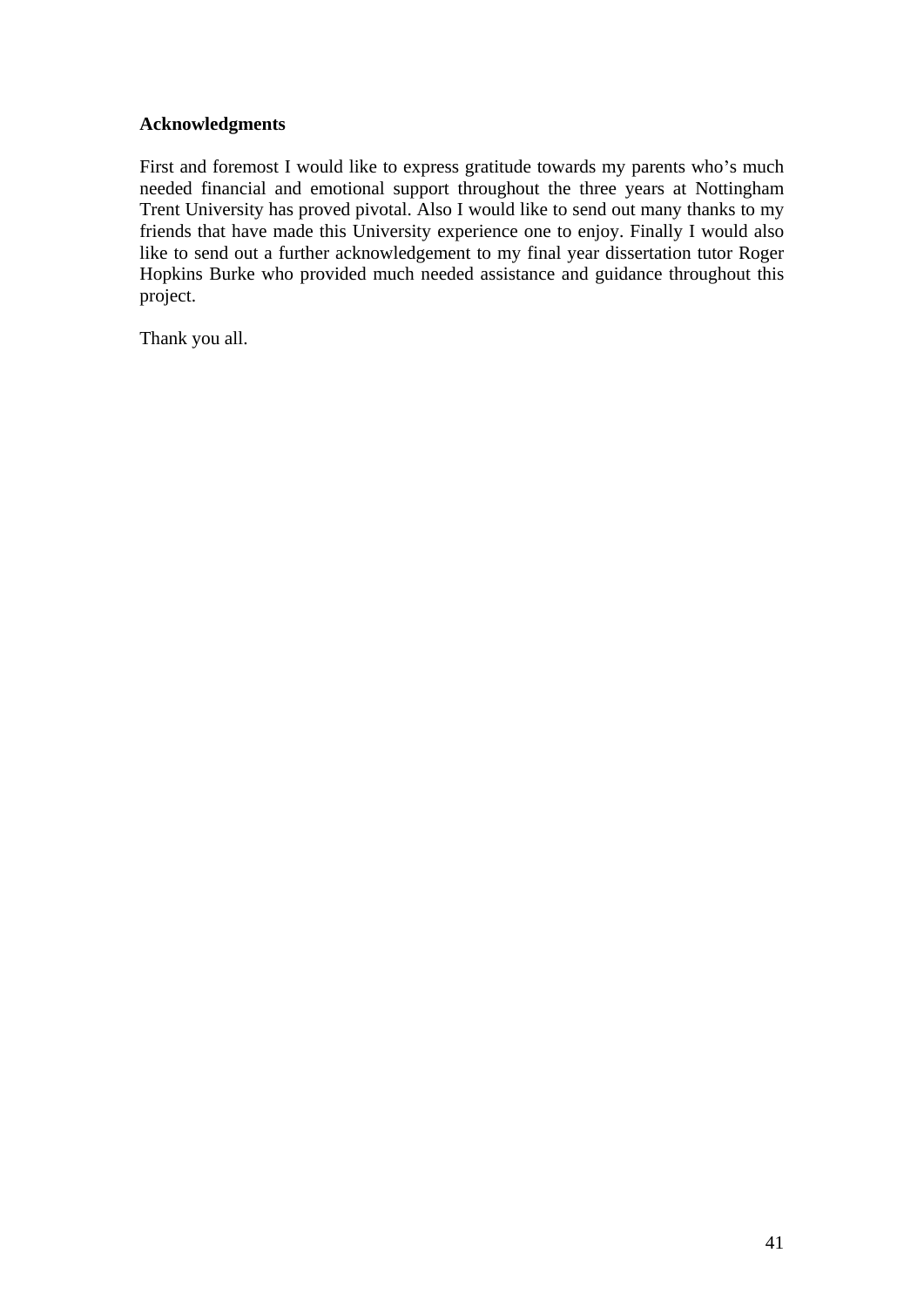**Acknowledgments**

First and foremost I would like to express gratitude towards my parents who's much needed financial and emotional support throughout the three years at Nottingham Trent University has proved pivotal. Also I would like to send out many thanks to my friends that have made this University experience one to enjoy. Finally I would also like to send out a further acknowledgement to my final year dissertation tutor Roger Hopkins Burke who provided much needed assistance and guidance throughout this project.

Thank you all.